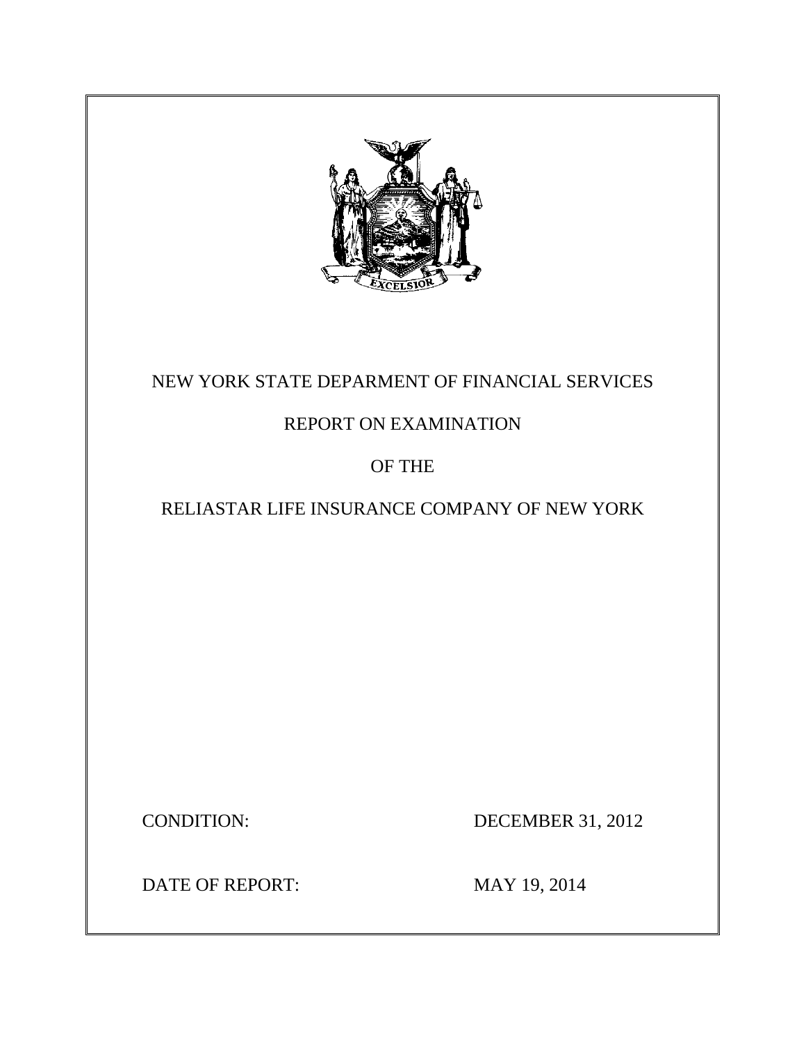NEW YORK STATE DEPARMENT OF FINANCIAL SERVICES

REPORT ON EXAMINATION

OF THE

RELIASTAR LIFE INSURANCE COMPANY OF NEW YORK

CONDITION: DECEMBER 31, 2012

DATE OF REPORT: MAY 19, 2014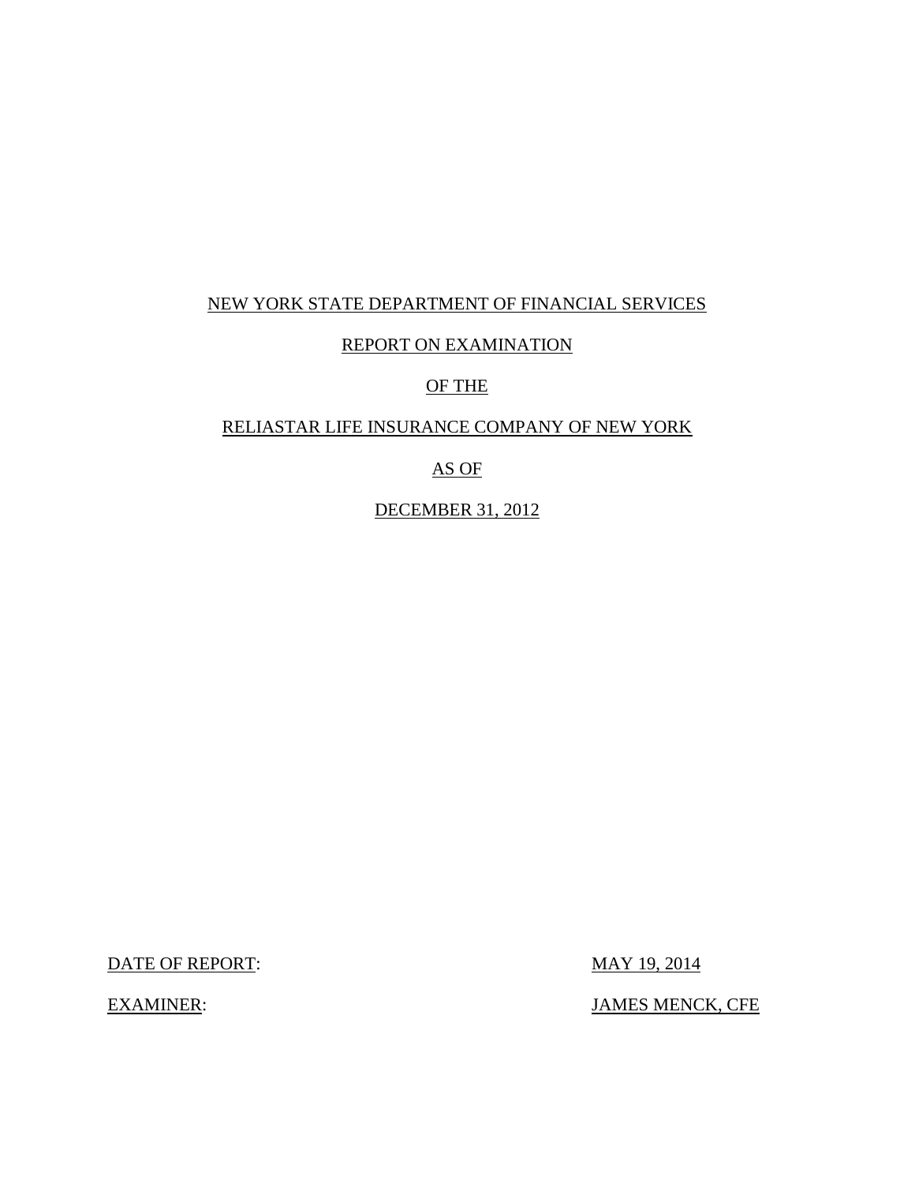NEW YORK STATE DEPARTMENT OF FINANCIAL SERVICES

REPORT ON EXAMINATION

OF THE

RELIASTAR LIFE INSURANCE COMPANY OF NEW YORK

AS OF

DECEMBER 31, 2012

DATE OF REPORT: MAY 19, 2014

EXAMINER: JAMES MENCK, CFE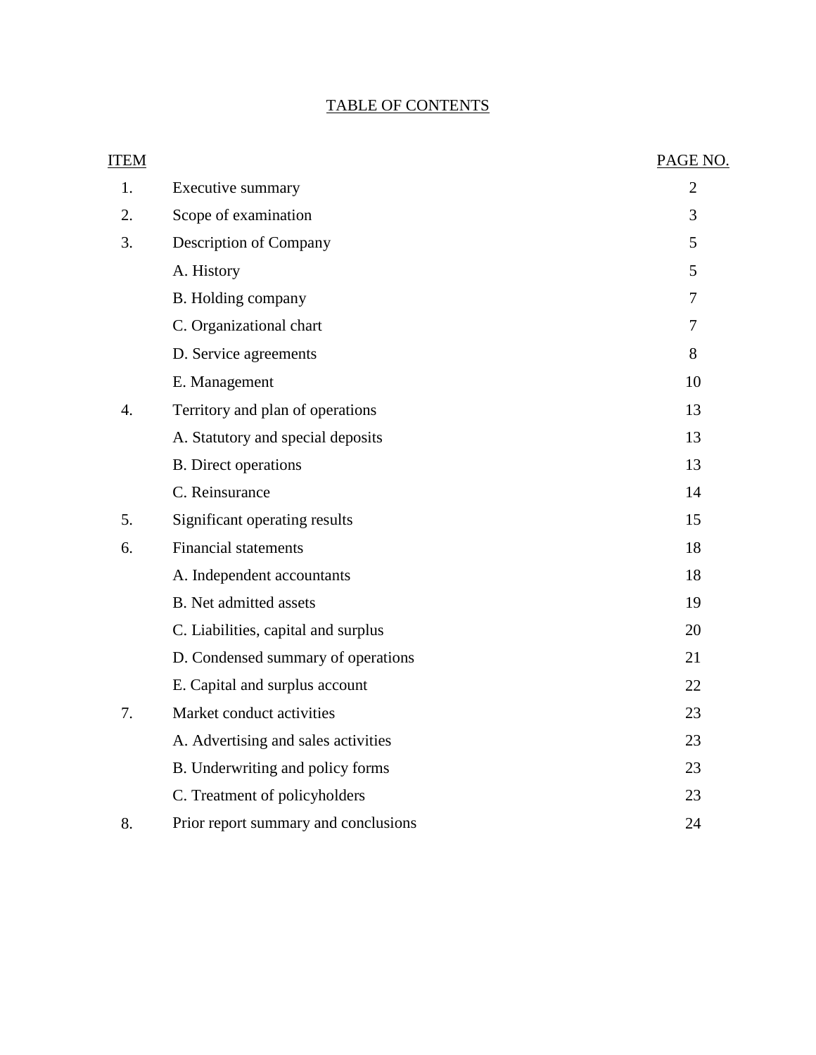# TABLE OF CONTENTS

| ITEM | | PAGE NO. |
|---|---|---|
| 1. | Executive summary | 2 |
| 2. | Scope of examination | 3 |
| 3. | Description of Company | 5 |
| | A. History | 5 |
| | B. Holding company | 7 |
| | C. Organizational chart | 7 |
| | D. Service agreements | 8 |
| | E. Management | 10 |
| 4. | Territory and plan of operations | 13 |
| | A. Statutory and special deposits | 13 |
| | B. Direct operations | 13 |
| | C. Reinsurance | 14 |
| 5. | Significant operating results | 15 |
| 6. | Financial statements | 18 |
| | A. Independent accountants | 18 |
| | B. Net admitted assets | 19 |
| | C. Liabilities, capital and surplus | 20 |
| | D. Condensed summary of operations | 21 |
| | E. Capital and surplus account | 22 |
| 7. | Market conduct activities | 23 |
| | A. Advertising and sales activities | 23 |
| | B. Underwriting and policy forms | 23 |
| | C. Treatment of policyholders | 23 |
| 8. | Prior report summary and conclusions | 24 |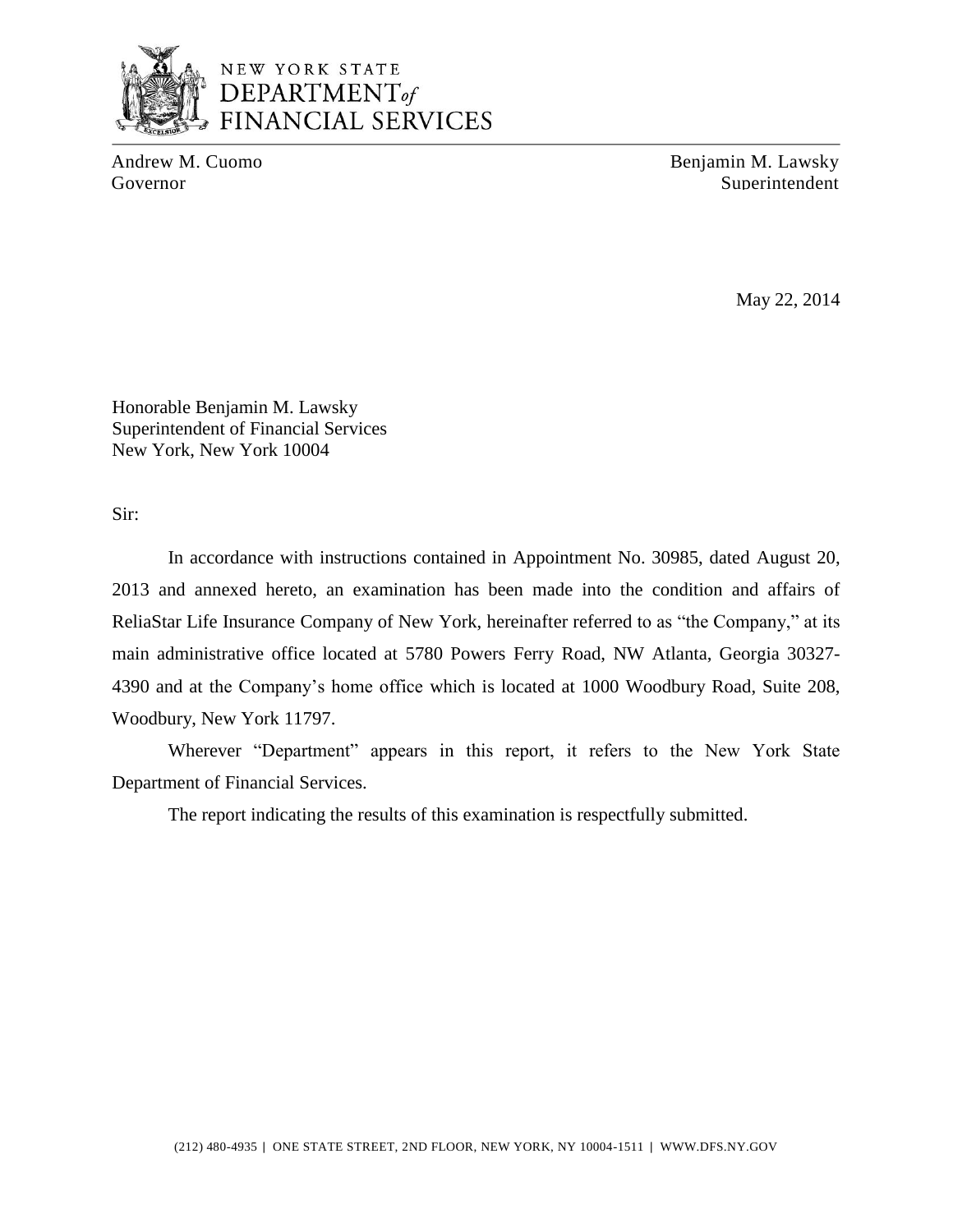NEW YORK STATE
DEPARTMENT *of*
FINANCIAL SERVICES

Andrew M. Cuomo
Governor

Benjamin M. Lawsky
Superintendent

May 22, 2014

Honorable Benjamin M. Lawsky
Superintendent of Financial Services
New York, New York 10004

Sir:

In accordance with instructions contained in Appointment No. 30985, dated August 20, 2013 and annexed hereto, an examination has been made into the condition and affairs of ReliaStar Life Insurance Company of New York, hereinafter referred to as "the Company," at its main administrative office located at 5780 Powers Ferry Road, NW Atlanta, Georgia 30327-4390 and at the Company's home office which is located at 1000 Woodbury Road, Suite 208, Woodbury, New York 11797.

Wherever "Department" appears in this report, it refers to the New York State Department of Financial Services.

The report indicating the results of this examination is respectfully submitted.

(212) 480-4935 | ONE STATE STREET, 2ND FLOOR, NEW YORK, NY 10004-1511 | WWW.DFS.NY.GOV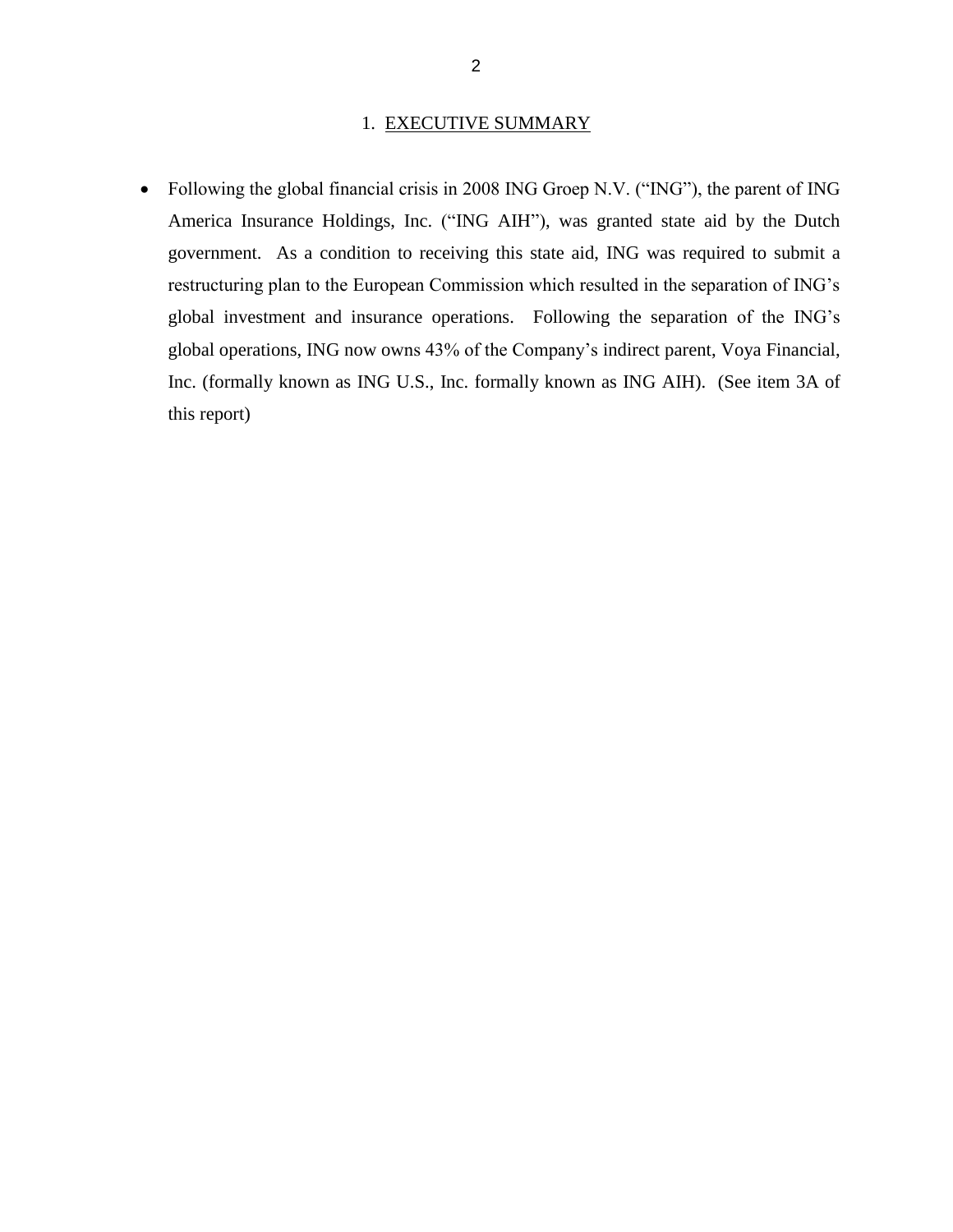# 1. EXECUTIVE SUMMARY

- Following the global financial crisis in 2008 ING Groep N.V. ("ING"), the parent of ING America Insurance Holdings, Inc. ("ING AIH"), was granted state aid by the Dutch government. As a condition to receiving this state aid, ING was required to submit a restructuring plan to the European Commission which resulted in the separation of ING's global investment and insurance operations. Following the separation of the ING's global operations, ING now owns 43% of the Company's indirect parent, Voya Financial, Inc. (formally known as ING U.S., Inc. formally known as ING AIH). (See item 3A of this report)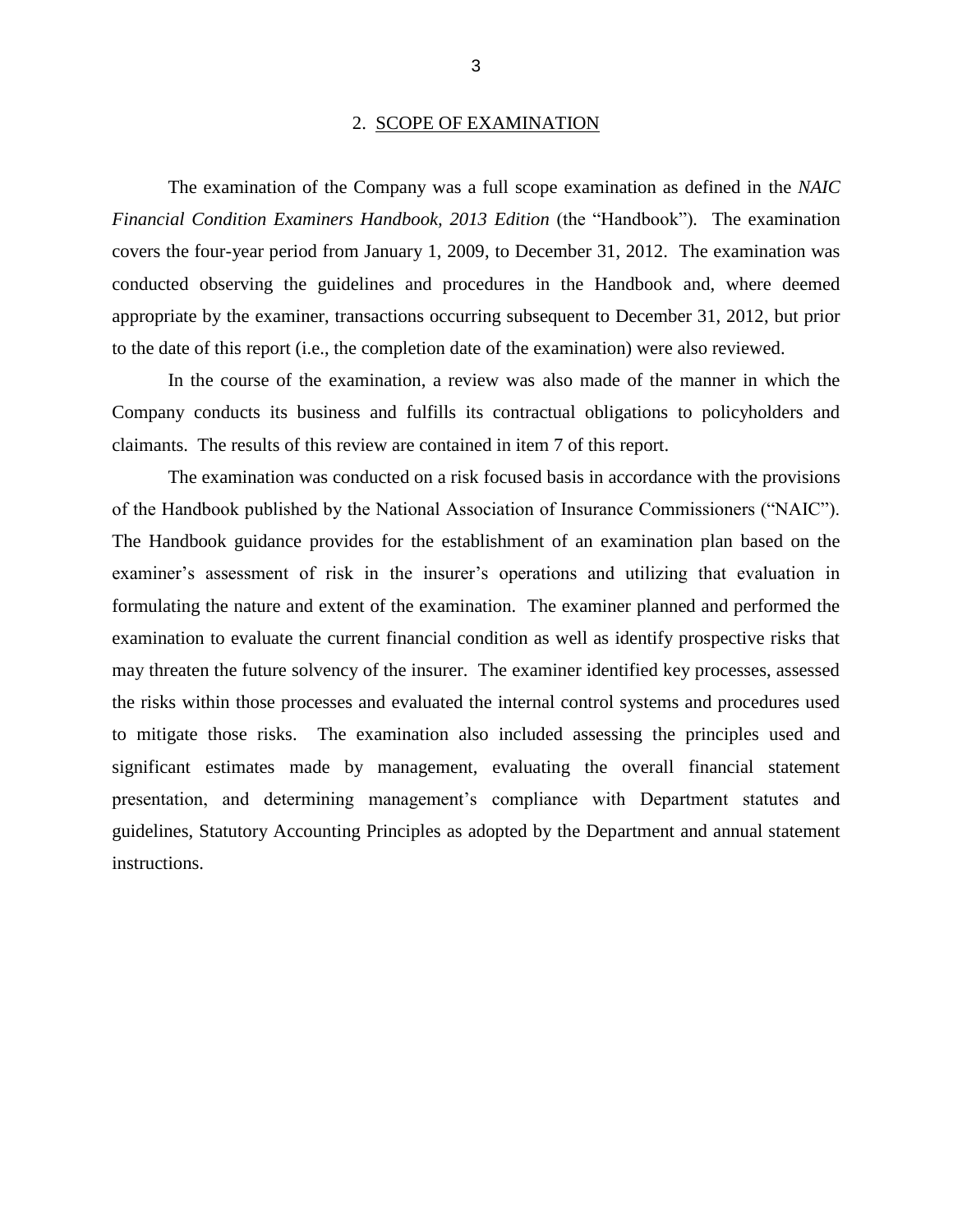## 2. SCOPE OF EXAMINATION

The examination of the Company was a full scope examination as defined in the *NAIC Financial Condition Examiners Handbook, 2013 Edition* (the "Handbook"). The examination covers the four-year period from January 1, 2009, to December 31, 2012. The examination was conducted observing the guidelines and procedures in the Handbook and, where deemed appropriate by the examiner, transactions occurring subsequent to December 31, 2012, but prior to the date of this report (i.e., the completion date of the examination) were also reviewed.

In the course of the examination, a review was also made of the manner in which the Company conducts its business and fulfills its contractual obligations to policyholders and claimants. The results of this review are contained in item 7 of this report.

The examination was conducted on a risk focused basis in accordance with the provisions of the Handbook published by the National Association of Insurance Commissioners ("NAIC"). The Handbook guidance provides for the establishment of an examination plan based on the examiner's assessment of risk in the insurer's operations and utilizing that evaluation in formulating the nature and extent of the examination. The examiner planned and performed the examination to evaluate the current financial condition as well as identify prospective risks that may threaten the future solvency of the insurer. The examiner identified key processes, assessed the risks within those processes and evaluated the internal control systems and procedures used to mitigate those risks. The examination also included assessing the principles used and significant estimates made by management, evaluating the overall financial statement presentation, and determining management's compliance with Department statutes and guidelines, Statutory Accounting Principles as adopted by the Department and annual statement instructions.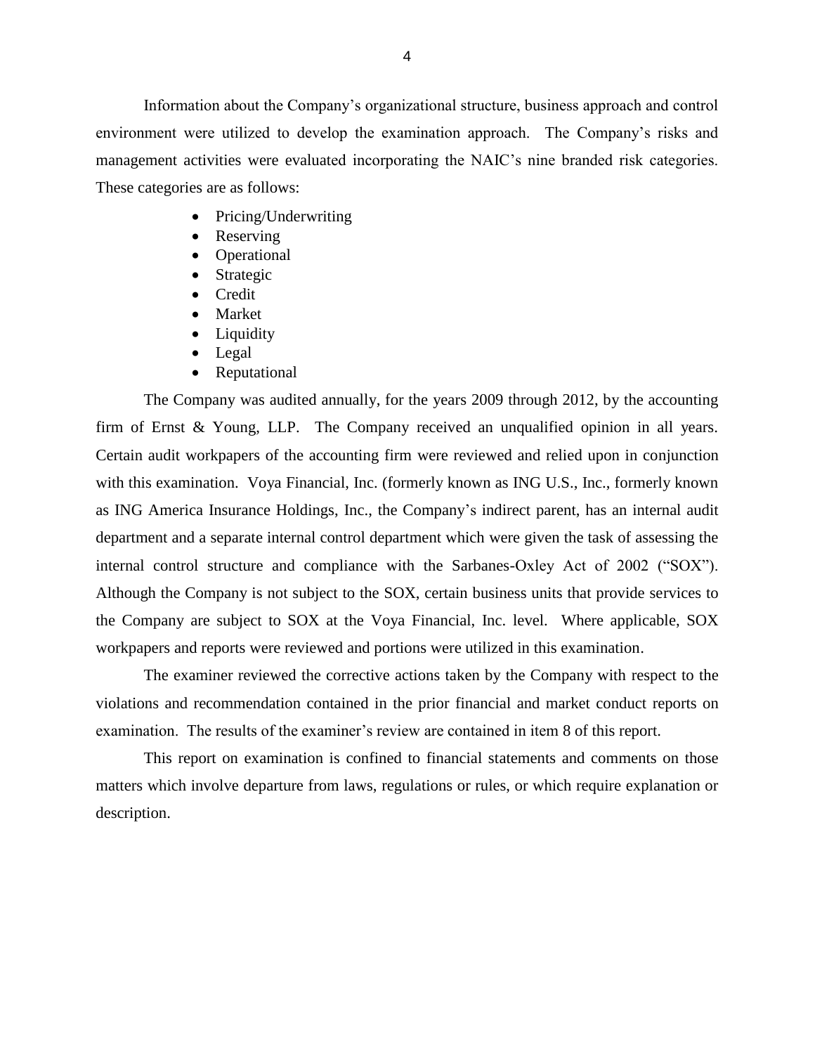Information about the Company's organizational structure, business approach and control environment were utilized to develop the examination approach. The Company's risks and management activities were evaluated incorporating the NAIC's nine branded risk categories. These categories are as follows:

- Pricing/Underwriting
- Reserving
- Operational
- Strategic
- Credit
- Market
- Liquidity
- Legal
- Reputational

The Company was audited annually, for the years 2009 through 2012, by the accounting firm of Ernst & Young, LLP. The Company received an unqualified opinion in all years. Certain audit workpapers of the accounting firm were reviewed and relied upon in conjunction with this examination. Voya Financial, Inc. (formerly known as ING U.S., Inc., formerly known as ING America Insurance Holdings, Inc., the Company's indirect parent, has an internal audit department and a separate internal control department which were given the task of assessing the internal control structure and compliance with the Sarbanes-Oxley Act of 2002 ("SOX"). Although the Company is not subject to the SOX, certain business units that provide services to the Company are subject to SOX at the Voya Financial, Inc. level. Where applicable, SOX workpapers and reports were reviewed and portions were utilized in this examination.

The examiner reviewed the corrective actions taken by the Company with respect to the violations and recommendation contained in the prior financial and market conduct reports on examination. The results of the examiner's review are contained in item 8 of this report.

This report on examination is confined to financial statements and comments on those matters which involve departure from laws, regulations or rules, or which require explanation or description.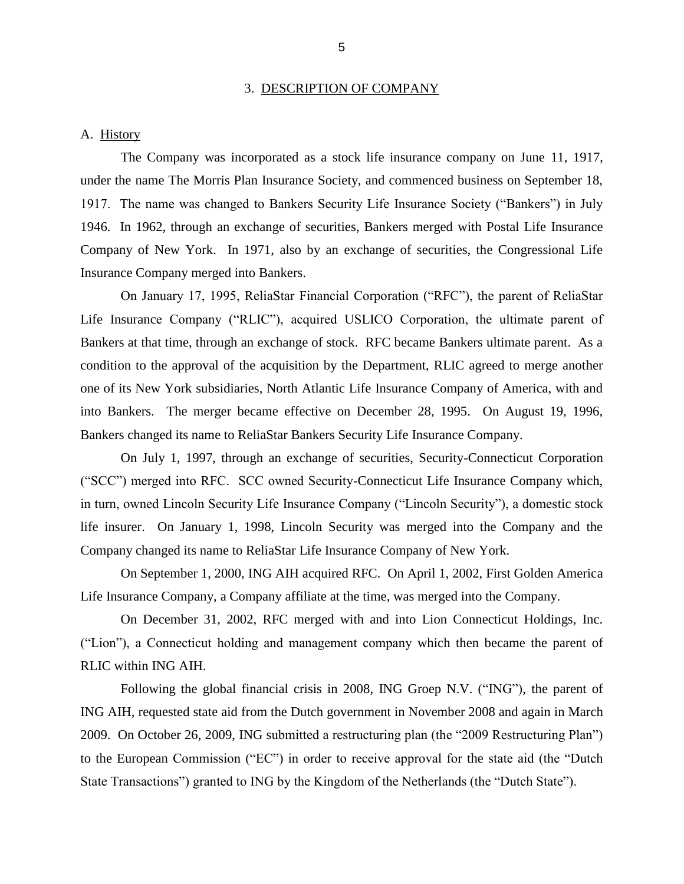## 3. DESCRIPTION OF COMPANY

### A. History

The Company was incorporated as a stock life insurance company on June 11, 1917, under the name The Morris Plan Insurance Society, and commenced business on September 18, 1917. The name was changed to Bankers Security Life Insurance Society ("Bankers") in July 1946. In 1962, through an exchange of securities, Bankers merged with Postal Life Insurance Company of New York. In 1971, also by an exchange of securities, the Congressional Life Insurance Company merged into Bankers.

On January 17, 1995, ReliaStar Financial Corporation ("RFC"), the parent of ReliaStar Life Insurance Company ("RLIC"), acquired USLICO Corporation, the ultimate parent of Bankers at that time, through an exchange of stock. RFC became Bankers ultimate parent. As a condition to the approval of the acquisition by the Department, RLIC agreed to merge another one of its New York subsidiaries, North Atlantic Life Insurance Company of America, with and into Bankers. The merger became effective on December 28, 1995. On August 19, 1996, Bankers changed its name to ReliaStar Bankers Security Life Insurance Company.

On July 1, 1997, through an exchange of securities, Security-Connecticut Corporation ("SCC") merged into RFC. SCC owned Security-Connecticut Life Insurance Company which, in turn, owned Lincoln Security Life Insurance Company ("Lincoln Security"), a domestic stock life insurer. On January 1, 1998, Lincoln Security was merged into the Company and the Company changed its name to ReliaStar Life Insurance Company of New York.

On September 1, 2000, ING AIH acquired RFC. On April 1, 2002, First Golden America Life Insurance Company, a Company affiliate at the time, was merged into the Company.

On December 31, 2002, RFC merged with and into Lion Connecticut Holdings, Inc. ("Lion"), a Connecticut holding and management company which then became the parent of RLIC within ING AIH.

Following the global financial crisis in 2008, ING Groep N.V. ("ING"), the parent of ING AIH, requested state aid from the Dutch government in November 2008 and again in March 2009. On October 26, 2009, ING submitted a restructuring plan (the "2009 Restructuring Plan") to the European Commission ("EC") in order to receive approval for the state aid (the "Dutch State Transactions") granted to ING by the Kingdom of the Netherlands (the "Dutch State").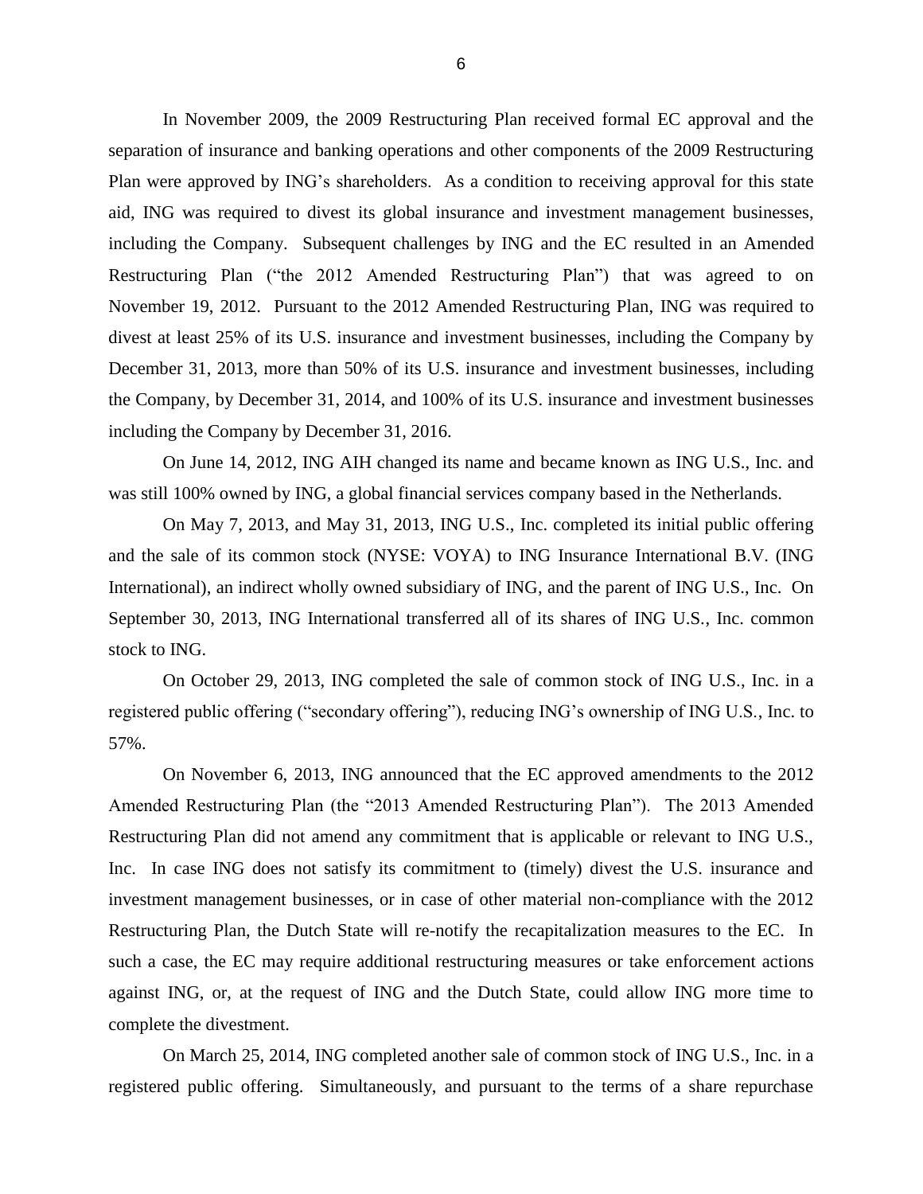In November 2009, the 2009 Restructuring Plan received formal EC approval and the separation of insurance and banking operations and other components of the 2009 Restructuring Plan were approved by ING's shareholders. As a condition to receiving approval for this state aid, ING was required to divest its global insurance and investment management businesses, including the Company. Subsequent challenges by ING and the EC resulted in an Amended Restructuring Plan ("the 2012 Amended Restructuring Plan") that was agreed to on November 19, 2012. Pursuant to the 2012 Amended Restructuring Plan, ING was required to divest at least 25% of its U.S. insurance and investment businesses, including the Company by December 31, 2013, more than 50% of its U.S. insurance and investment businesses, including the Company, by December 31, 2014, and 100% of its U.S. insurance and investment businesses including the Company by December 31, 2016.

On June 14, 2012, ING AIH changed its name and became known as ING U.S., Inc. and was still 100% owned by ING, a global financial services company based in the Netherlands.

On May 7, 2013, and May 31, 2013, ING U.S., Inc. completed its initial public offering and the sale of its common stock (NYSE: VOYA) to ING Insurance International B.V. (ING International), an indirect wholly owned subsidiary of ING, and the parent of ING U.S., Inc. On September 30, 2013, ING International transferred all of its shares of ING U.S., Inc. common stock to ING.

On October 29, 2013, ING completed the sale of common stock of ING U.S., Inc. in a registered public offering ("secondary offering"), reducing ING's ownership of ING U.S., Inc. to 57%.

On November 6, 2013, ING announced that the EC approved amendments to the 2012 Amended Restructuring Plan (the "2013 Amended Restructuring Plan"). The 2013 Amended Restructuring Plan did not amend any commitment that is applicable or relevant to ING U.S., Inc. In case ING does not satisfy its commitment to (timely) divest the U.S. insurance and investment management businesses, or in case of other material non-compliance with the 2012 Restructuring Plan, the Dutch State will re-notify the recapitalization measures to the EC. In such a case, the EC may require additional restructuring measures or take enforcement actions against ING, or, at the request of ING and the Dutch State, could allow ING more time to complete the divestment.

On March 25, 2014, ING completed another sale of common stock of ING U.S., Inc. in a registered public offering. Simultaneously, and pursuant to the terms of a share repurchase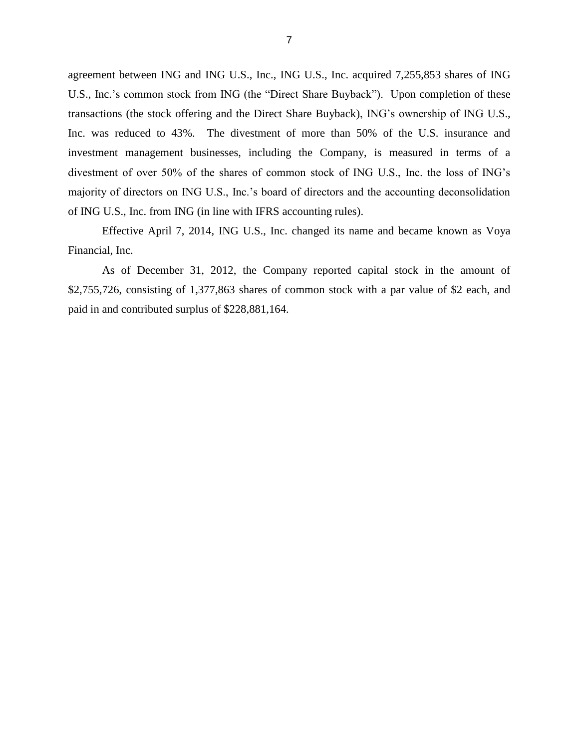agreement between ING and ING U.S., Inc., ING U.S., Inc. acquired 7,255,853 shares of ING U.S., Inc.'s common stock from ING (the "Direct Share Buyback"). Upon completion of these transactions (the stock offering and the Direct Share Buyback), ING's ownership of ING U.S., Inc. was reduced to 43%. The divestment of more than 50% of the U.S. insurance and investment management businesses, including the Company, is measured in terms of a divestment of over 50% of the shares of common stock of ING U.S., Inc. the loss of ING's majority of directors on ING U.S., Inc.'s board of directors and the accounting deconsolidation of ING U.S., Inc. from ING (in line with IFRS accounting rules).

Effective April 7, 2014, ING U.S., Inc. changed its name and became known as Voya Financial, Inc.

As of December 31, 2012, the Company reported capital stock in the amount of $2,755,726, consisting of 1,377,863 shares of common stock with a par value of $2 each, and paid in and contributed surplus of $228,881,164.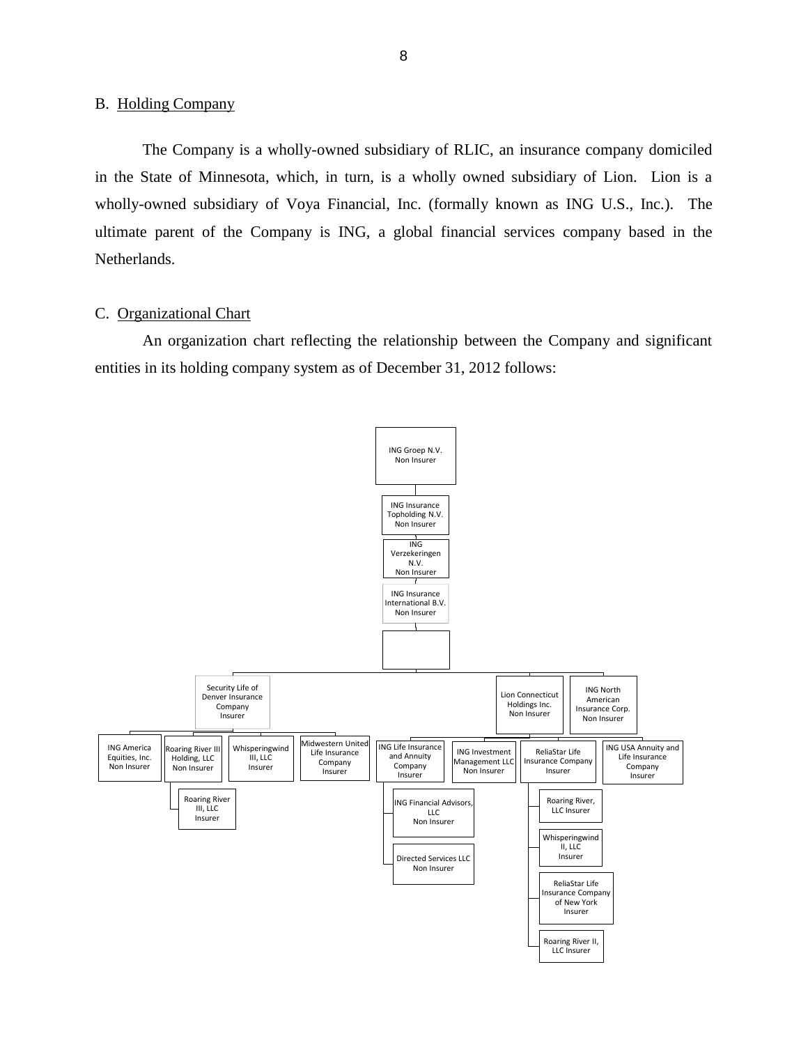## B. Holding Company

The Company is a wholly-owned subsidiary of RLIC, an insurance company domiciled in the State of Minnesota, which, in turn, is a wholly owned subsidiary of Lion. Lion is a wholly-owned subsidiary of Voya Financial, Inc. (formally known as ING U.S., Inc.). The ultimate parent of the Company is ING, a global financial services company based in the Netherlands.

## C. Organizational Chart

An organization chart reflecting the relationship between the Company and significant entities in its holding company system as of December 31, 2012 follows:

- ING Groep N.V. — Non Insurer
  - ING Insurance Topholding N.V. — Non Insurer
    - ING Verzekeringen N.V. — Non Insurer
      - ING Insurance International B.V. — Non Insurer
        - (unlabeled box)
          - Security Life of Denver Insurance Company — Insurer
            - ING America Equities, Inc. — Non Insurer
            - Roaring River III Holding, LLC — Non Insurer
              - Roaring River III, LLC — Insurer
            - Whisperingwind III, LLC — Insurer
            - Midwestern United Life Insurance Company — Insurer
          - Lion Connecticut Holdings Inc. — Non Insurer
            - ING Life Insurance and Annuity Company — Insurer
              - ING Financial Advisors, LLC — Non Insurer
              - Directed Services LLC — Non Insurer
            - ING Investment Management LLC — Non Insurer
            - ReliaStar Life Insurance Company — Insurer
              - Roaring River, LLC — Insurer
              - Whisperingwind II, LLC — Insurer
              - ReliaStar Life Insurance Company of New York — Insurer
              - Roaring River II, LLC — Insurer
            - ING USA Annuity and Life Insurance Company — Insurer
          - ING North American Insurance Corp. — Non Insurer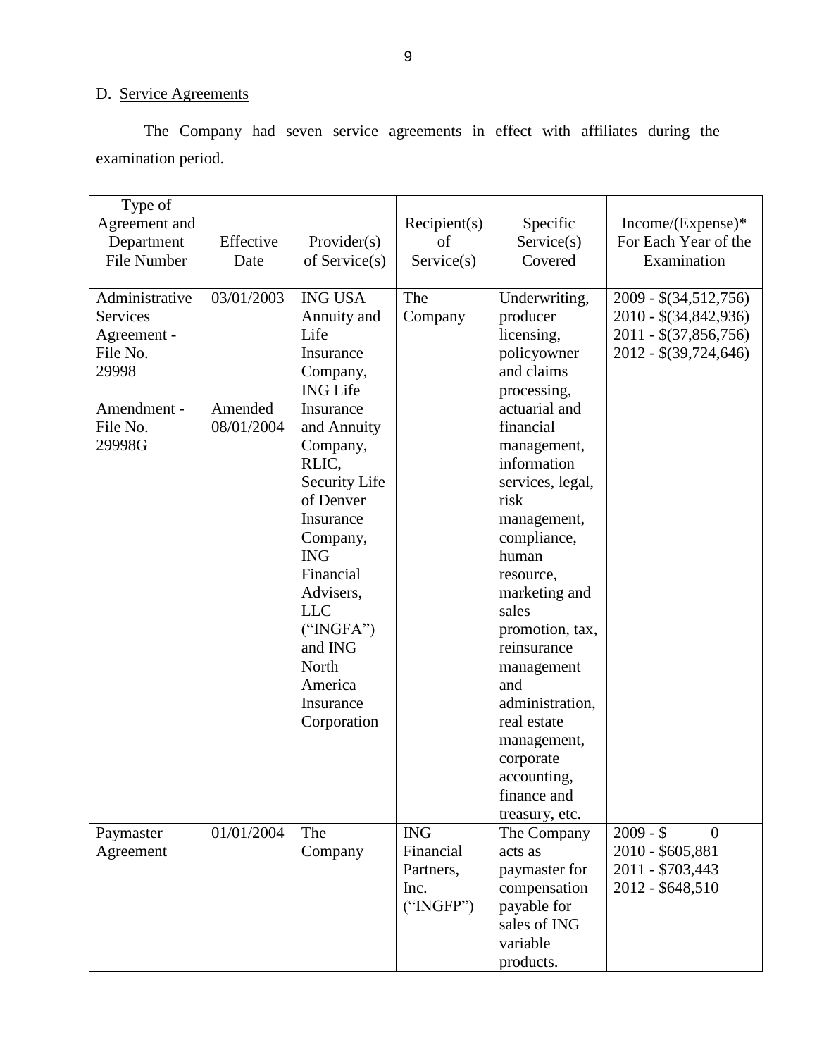D. Service Agreements

The Company had seven service agreements in effect with affiliates during the examination period.

| Type of Agreement and Department File Number | Effective Date | Provider(s) of Service(s) | Recipient(s) of Service(s) | Specific Service(s) Covered | Income/(Expense)* For Each Year of the Examination |
|---|---|---|---|---|---|
| Administrative Services Agreement - File No. 29998<br><br>Amendment - File No. 29998G | 03/01/2003<br><br>Amended 08/01/2004 | ING USA Annuity and Life Insurance Company, ING Life Insurance and Annuity Company, RLIC, Security Life of Denver Insurance Company, ING Financial Advisers, LLC ("INGFA") and ING North America Insurance Corporation | The Company | Underwriting, producer licensing, policyowner and claims processing, actuarial and financial management, information services, legal, risk management, compliance, human resource, marketing and sales promotion, tax, reinsurance management and administration, real estate management, corporate accounting, finance and treasury, etc. | 2009 - $(34,512,756)<br>2010 - $(34,842,936)<br>2011 - $(37,856,756)<br>2012 - $(39,724,646) |
| Paymaster Agreement | 01/01/2004 | The Company | ING Financial Partners, Inc. ("INGFP") | The Company acts as paymaster for compensation payable for sales of ING variable products. | 2009 - $ 0<br>2010 - $605,881<br>2011 - $703,443<br>2012 - $648,510 |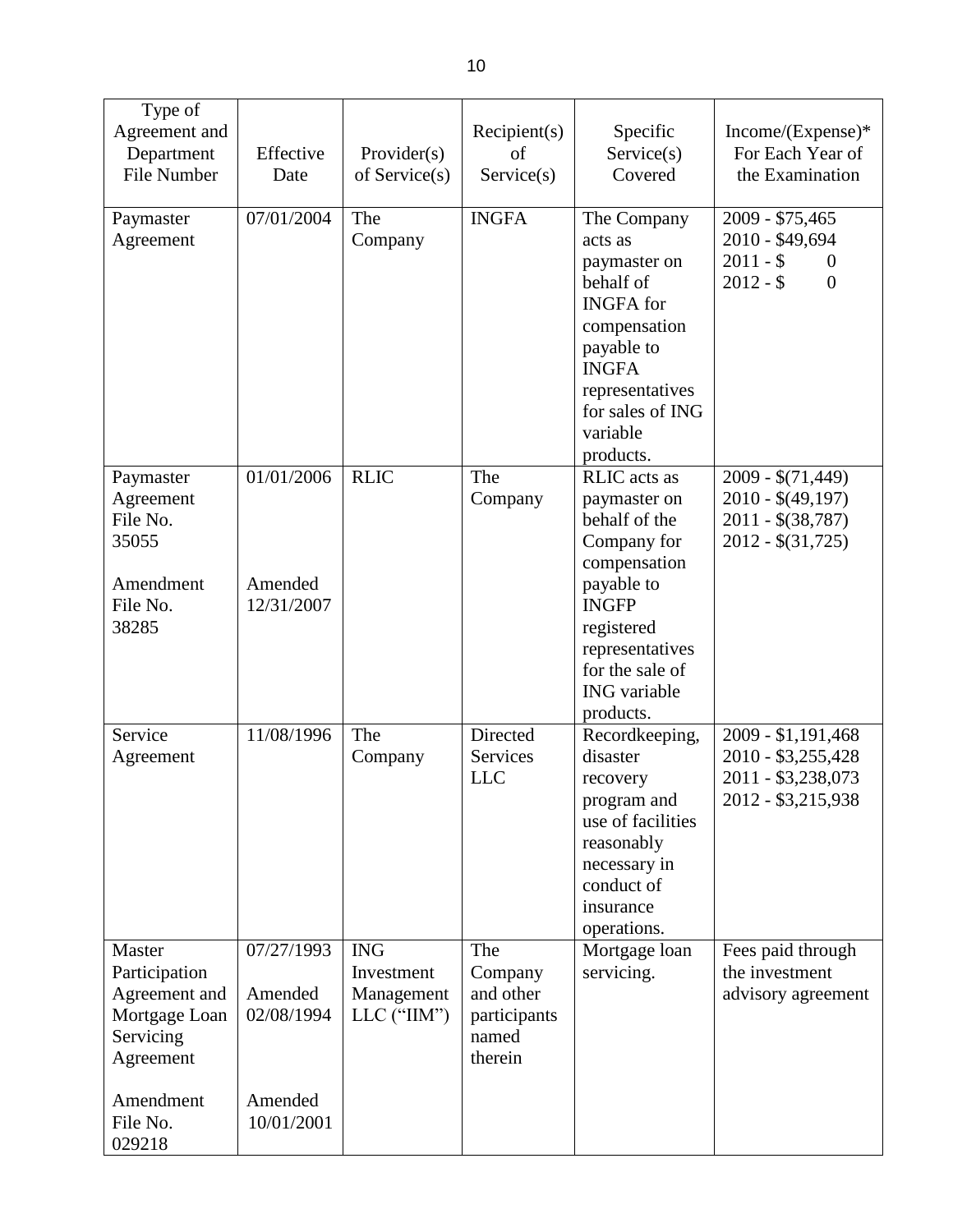| Type of Agreement and Department File Number | Effective Date | Provider(s) of Service(s) | Recipient(s) of Service(s) | Specific Service(s) Covered | Income/(Expense)* For Each Year of the Examination |
|---|---|---|---|---|---|
| Paymaster Agreement | 07/01/2004 | The Company | INGFA | The Company acts as paymaster on behalf of INGFA for compensation payable to INGFA representatives for sales of ING variable products. | 2009 - $75,465<br>2010 - $49,694<br>2011 - $ 0<br>2012 - $ 0 |
| Paymaster Agreement File No. 35055<br><br>Amendment File No. 38285 | 01/01/2006<br><br>Amended 12/31/2007 | RLIC | The Company | RLIC acts as paymaster on behalf of the Company for compensation payable to INGFP registered representatives for the sale of ING variable products. | 2009 - $(71,449)<br>2010 - $(49,197)<br>2011 - $(38,787)<br>2012 - $(31,725) |
| Service Agreement | 11/08/1996 | The Company | Directed Services LLC | Recordkeeping, disaster recovery program and use of facilities reasonably necessary in conduct of insurance operations. | 2009 - $1,191,468<br>2010 - $3,255,428<br>2011 - $3,238,073<br>2012 - $3,215,938 |
| Master Participation Agreement and Mortgage Loan Servicing Agreement<br><br>Amendment File No. 029218 | 07/27/1993<br><br>Amended 02/08/1994<br><br>Amended 10/01/2001 | ING Investment Management LLC ("IIM") | The Company and other participants named therein | Mortgage loan servicing. | Fees paid through the investment advisory agreement |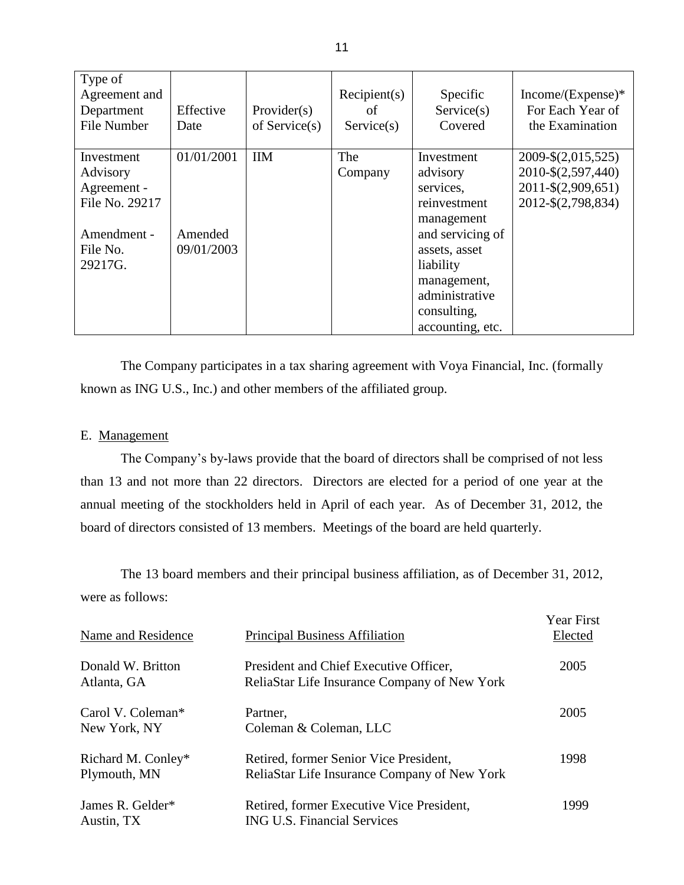| Type of Agreement and Department File Number | Effective Date | Provider(s) of Service(s) | Recipient(s) of Service(s) | Specific Service(s) Covered | Income/(Expense)* For Each Year of the Examination |
|---|---|---|---|---|---|
| Investment Advisory Agreement - File No. 29217<br><br>Amendment - File No. 29217G. | 01/01/2001<br><br>Amended 09/01/2003 | IIM | The Company | Investment advisory services, reinvestment management and servicing of assets, asset liability management, administrative consulting, accounting, etc. | 2009-$(2,015,525)<br>2010-$(2,597,440)<br>2011-$(2,909,651)<br>2012-$(2,798,834) |

The Company participates in a tax sharing agreement with Voya Financial, Inc. (formally known as ING U.S., Inc.) and other members of the affiliated group.

E. Management

The Company's by-laws provide that the board of directors shall be comprised of not less than 13 and not more than 22 directors. Directors are elected for a period of one year at the annual meeting of the stockholders held in April of each year. As of December 31, 2012, the board of directors consisted of 13 members. Meetings of the board are held quarterly.

The 13 board members and their principal business affiliation, as of December 31, 2012, were as follows:

| Name and Residence | Principal Business Affiliation | Year First Elected |
|---|---|---|
| Donald W. Britton<br>Atlanta, GA | President and Chief Executive Officer,<br>ReliaStar Life Insurance Company of New York | 2005 |
| Carol V. Coleman*<br>New York, NY | Partner,<br>Coleman & Coleman, LLC | 2005 |
| Richard M. Conley*<br>Plymouth, MN | Retired, former Senior Vice President,<br>ReliaStar Life Insurance Company of New York | 1998 |
| James R. Gelder*<br>Austin, TX | Retired, former Executive Vice President,<br>ING U.S. Financial Services | 1999 |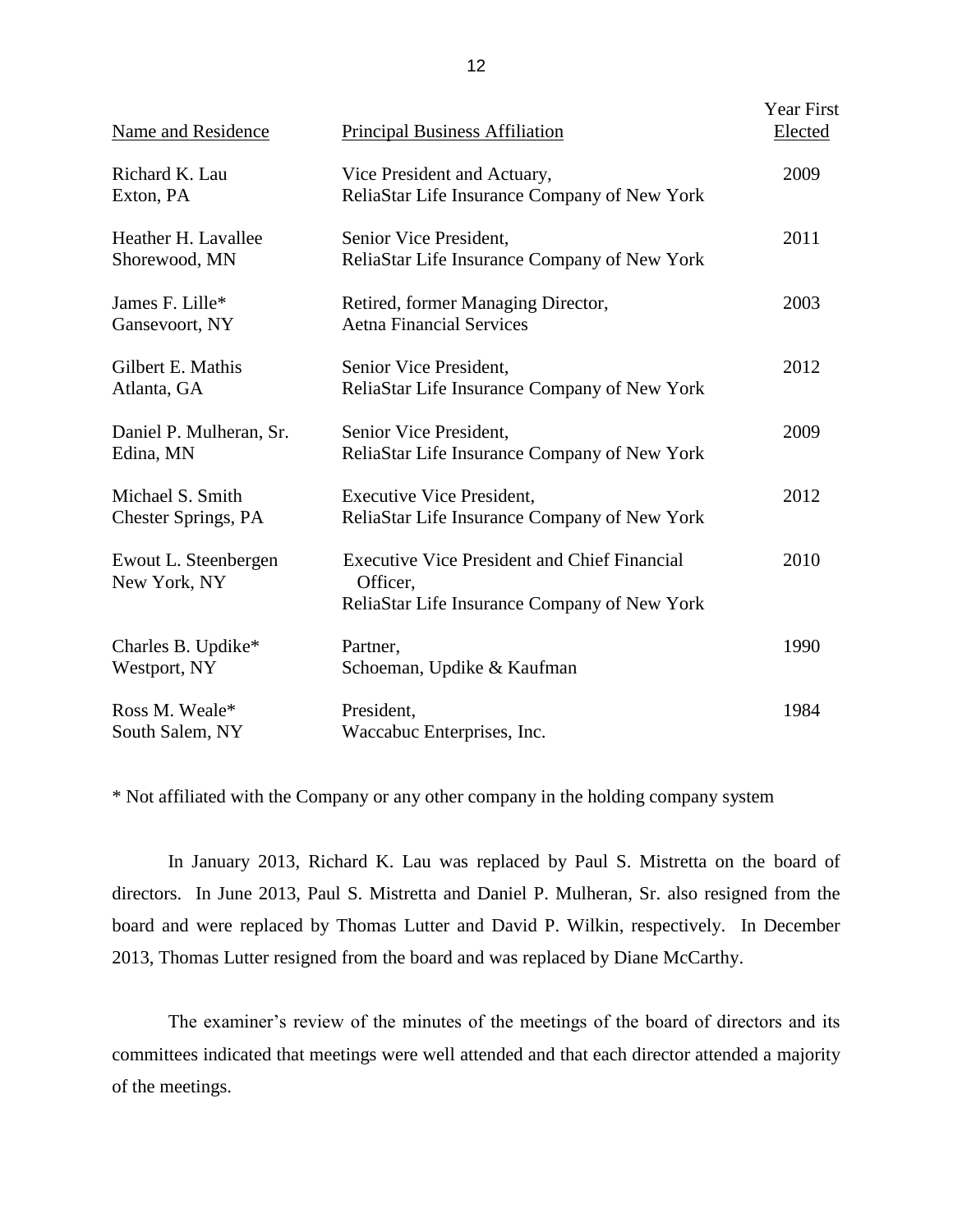| Name and Residence | Principal Business Affiliation | Year First Elected |
|---|---|---|
| Richard K. Lau<br>Exton, PA | Vice President and Actuary,<br>ReliaStar Life Insurance Company of New York | 2009 |
| Heather H. Lavallee<br>Shorewood, MN | Senior Vice President,<br>ReliaStar Life Insurance Company of New York | 2011 |
| James F. Lille*<br>Gansevoort, NY | Retired, former Managing Director,<br>Aetna Financial Services | 2003 |
| Gilbert E. Mathis<br>Atlanta, GA | Senior Vice President,<br>ReliaStar Life Insurance Company of New York | 2012 |
| Daniel P. Mulheran, Sr.<br>Edina, MN | Senior Vice President,<br>ReliaStar Life Insurance Company of New York | 2009 |
| Michael S. Smith<br>Chester Springs, PA | Executive Vice President,<br>ReliaStar Life Insurance Company of New York | 2012 |
| Ewout L. Steenbergen<br>New York, NY | Executive Vice President and Chief Financial Officer,<br>ReliaStar Life Insurance Company of New York | 2010 |
| Charles B. Updike*<br>Westport, NY | Partner,<br>Schoeman, Updike & Kaufman | 1990 |
| Ross M. Weale*<br>South Salem, NY | President,<br>Waccabuc Enterprises, Inc. | 1984 |

* Not affiliated with the Company or any other company in the holding company system

In January 2013, Richard K. Lau was replaced by Paul S. Mistretta on the board of directors. In June 2013, Paul S. Mistretta and Daniel P. Mulheran, Sr. also resigned from the board and were replaced by Thomas Lutter and David P. Wilkin, respectively. In December 2013, Thomas Lutter resigned from the board and was replaced by Diane McCarthy.

The examiner's review of the minutes of the meetings of the board of directors and its committees indicated that meetings were well attended and that each director attended a majority of the meetings.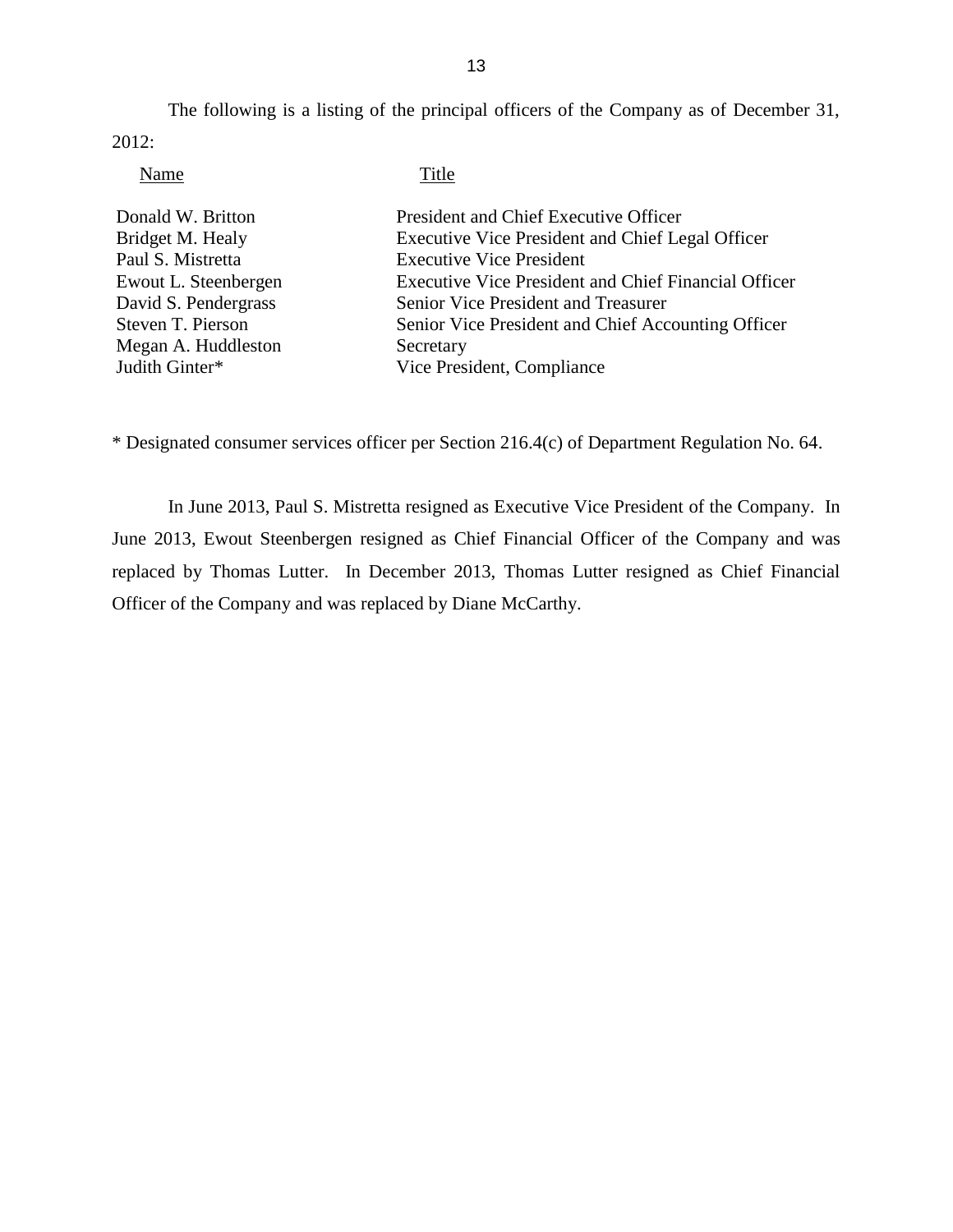The following is a listing of the principal officers of the Company as of December 31, 2012:

| Name | Title |
|---|---|
| Donald W. Britton | President and Chief Executive Officer |
| Bridget M. Healy | Executive Vice President and Chief Legal Officer |
| Paul S. Mistretta | Executive Vice President |
| Ewout L. Steenbergen | Executive Vice President and Chief Financial Officer |
| David S. Pendergrass | Senior Vice President and Treasurer |
| Steven T. Pierson | Senior Vice President and Chief Accounting Officer |
| Megan A. Huddleston | Secretary |
| Judith Ginter* | Vice President, Compliance |

* Designated consumer services officer per Section 216.4(c) of Department Regulation No. 64.

In June 2013, Paul S. Mistretta resigned as Executive Vice President of the Company. In June 2013, Ewout Steenbergen resigned as Chief Financial Officer of the Company and was replaced by Thomas Lutter. In December 2013, Thomas Lutter resigned as Chief Financial Officer of the Company and was replaced by Diane McCarthy.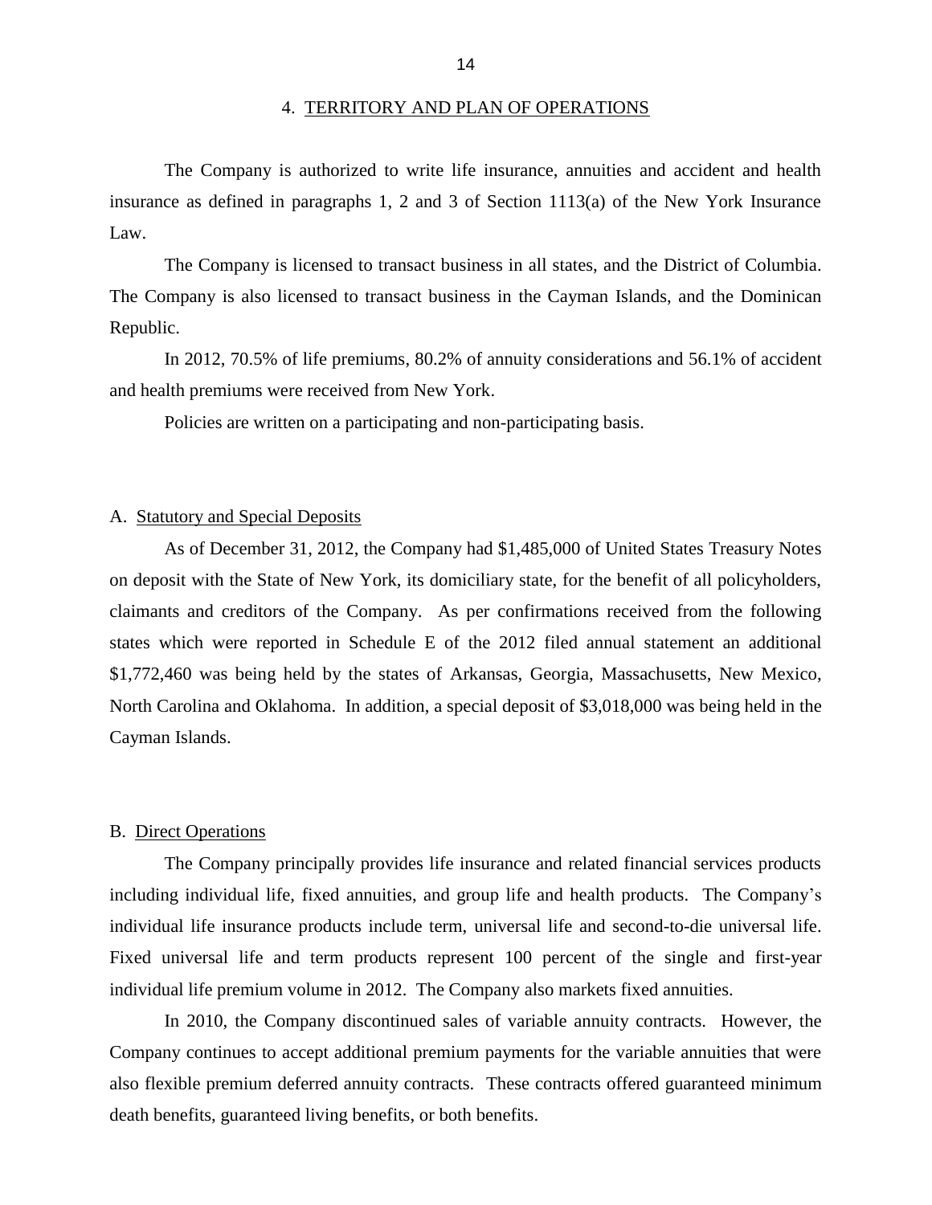## 4. TERRITORY AND PLAN OF OPERATIONS

The Company is authorized to write life insurance, annuities and accident and health insurance as defined in paragraphs 1, 2 and 3 of Section 1113(a) of the New York Insurance Law.

The Company is licensed to transact business in all states, and the District of Columbia. The Company is also licensed to transact business in the Cayman Islands, and the Dominican Republic.

In 2012, 70.5% of life premiums, 80.2% of annuity considerations and 56.1% of accident and health premiums were received from New York.

Policies are written on a participating and non-participating basis.

### A. Statutory and Special Deposits

As of December 31, 2012, the Company had $1,485,000 of United States Treasury Notes on deposit with the State of New York, its domiciliary state, for the benefit of all policyholders, claimants and creditors of the Company. As per confirmations received from the following states which were reported in Schedule E of the 2012 filed annual statement an additional $1,772,460 was being held by the states of Arkansas, Georgia, Massachusetts, New Mexico, North Carolina and Oklahoma. In addition, a special deposit of $3,018,000 was being held in the Cayman Islands.

### B. Direct Operations

The Company principally provides life insurance and related financial services products including individual life, fixed annuities, and group life and health products. The Company's individual life insurance products include term, universal life and second-to-die universal life. Fixed universal life and term products represent 100 percent of the single and first-year individual life premium volume in 2012. The Company also markets fixed annuities.

In 2010, the Company discontinued sales of variable annuity contracts. However, the Company continues to accept additional premium payments for the variable annuities that were also flexible premium deferred annuity contracts. These contracts offered guaranteed minimum death benefits, guaranteed living benefits, or both benefits.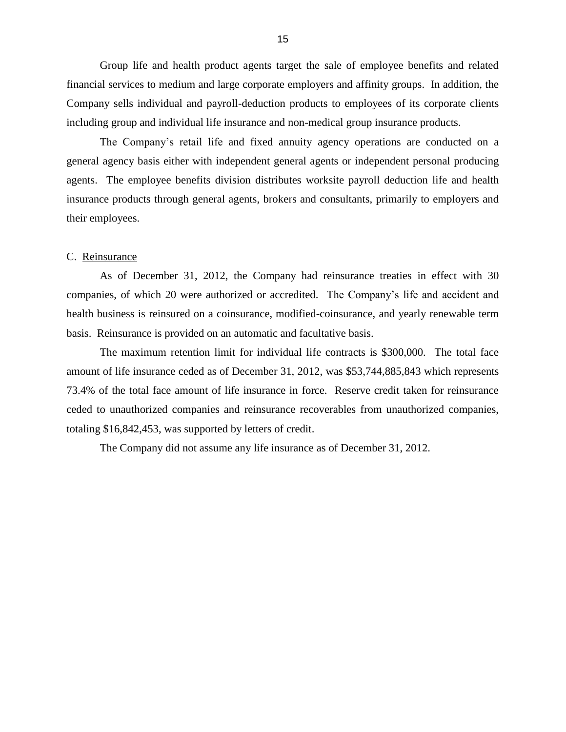Group life and health product agents target the sale of employee benefits and related financial services to medium and large corporate employers and affinity groups. In addition, the Company sells individual and payroll-deduction products to employees of its corporate clients including group and individual life insurance and non-medical group insurance products.

The Company's retail life and fixed annuity agency operations are conducted on a general agency basis either with independent general agents or independent personal producing agents. The employee benefits division distributes worksite payroll deduction life and health insurance products through general agents, brokers and consultants, primarily to employers and their employees.

## C. Reinsurance

As of December 31, 2012, the Company had reinsurance treaties in effect with 30 companies, of which 20 were authorized or accredited. The Company's life and accident and health business is reinsured on a coinsurance, modified-coinsurance, and yearly renewable term basis. Reinsurance is provided on an automatic and facultative basis.

The maximum retention limit for individual life contracts is $300,000. The total face amount of life insurance ceded as of December 31, 2012, was $53,744,885,843 which represents 73.4% of the total face amount of life insurance in force. Reserve credit taken for reinsurance ceded to unauthorized companies and reinsurance recoverables from unauthorized companies, totaling $16,842,453, was supported by letters of credit.

The Company did not assume any life insurance as of December 31, 2012.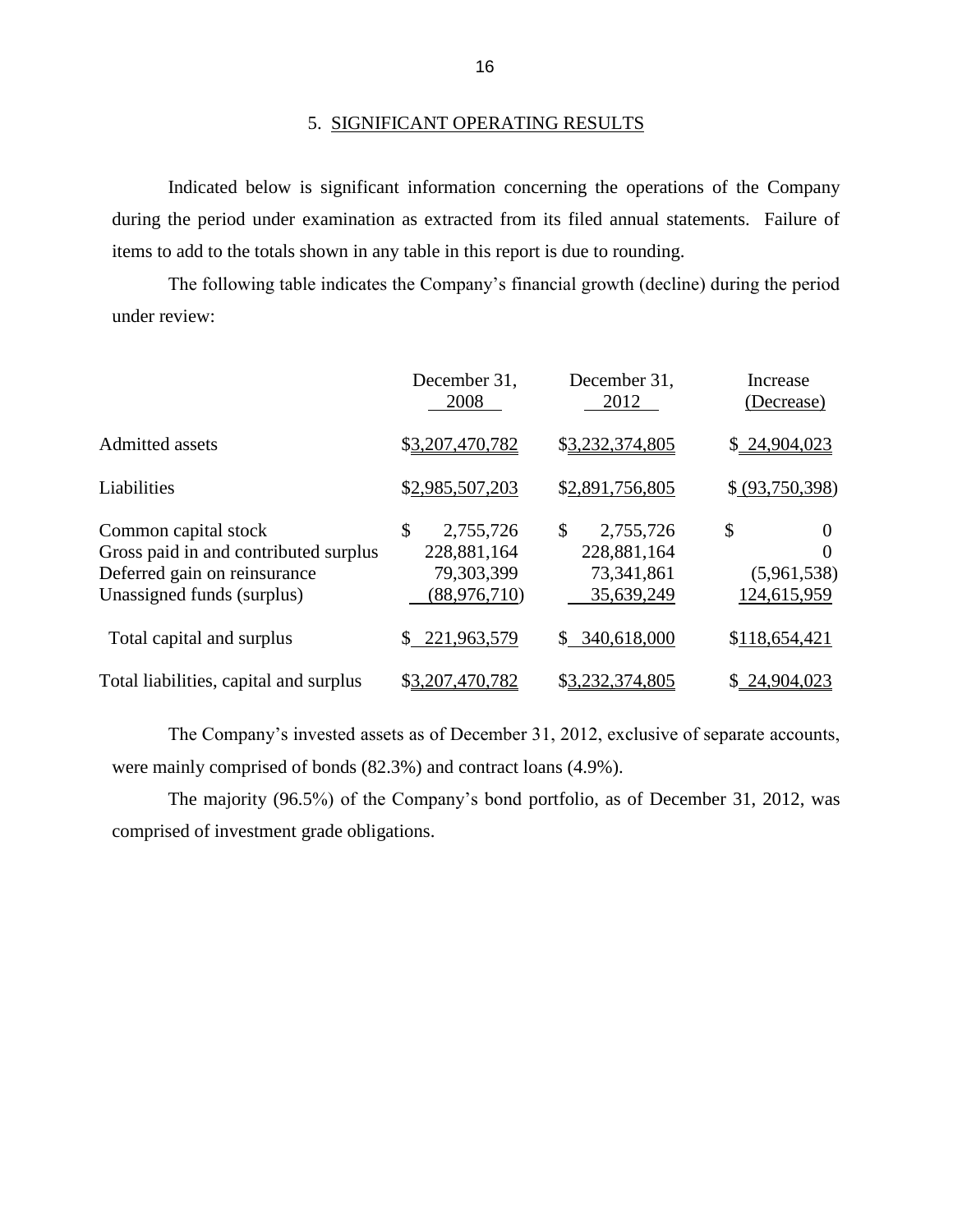## 5. SIGNIFICANT OPERATING RESULTS

Indicated below is significant information concerning the operations of the Company during the period under examination as extracted from its filed annual statements. Failure of items to add to the totals shown in any table in this report is due to rounding.

The following table indicates the Company's financial growth (decline) during the period under review:

| | December 31, 2008 | December 31, 2012 | Increase (Decrease) |
|---|---|---|---|
| Admitted assets | $3,207,470,782 | $3,232,374,805 | $ 24,904,023 |
| Liabilities | $2,985,507,203 | $2,891,756,805 | $ (93,750,398) |
| Common capital stock | $ 2,755,726 | $ 2,755,726 | $ 0 |
| Gross paid in and contributed surplus | 228,881,164 | 228,881,164 | 0 |
| Deferred gain on reinsurance | 79,303,399 | 73,341,861 | (5,961,538) |
| Unassigned funds (surplus) | (88,976,710) | 35,639,249 | 124,615,959 |
| Total capital and surplus | $ 221,963,579 | $ 340,618,000 | $118,654,421 |
| Total liabilities, capital and surplus | $3,207,470,782 | $3,232,374,805 | $ 24,904,023 |

The Company's invested assets as of December 31, 2012, exclusive of separate accounts, were mainly comprised of bonds (82.3%) and contract loans (4.9%).

The majority (96.5%) of the Company's bond portfolio, as of December 31, 2012, was comprised of investment grade obligations.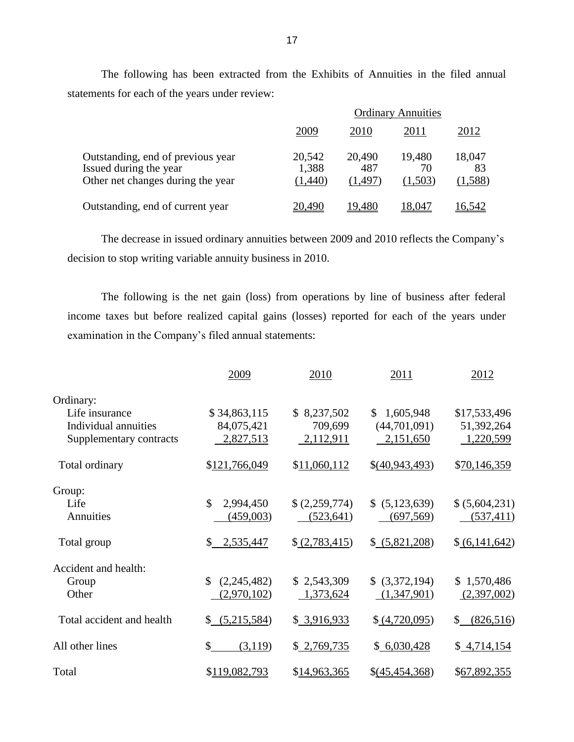The following has been extracted from the Exhibits of Annuities in the filed annual statements for each of the years under review:

| | Ordinary Annuities | | | |
|---|---|---|---|---|
| | 2009 | 2010 | 2011 | 2012 |
| Outstanding, end of previous year | 20,542 | 20,490 | 19,480 | 18,047 |
| Issued during the year | 1,388 | 487 | 70 | 83 |
| Other net changes during the year | (1,440) | (1,497) | (1,503) | (1,588) |
| Outstanding, end of current year | 20,490 | 19,480 | 18,047 | 16,542 |

The decrease in issued ordinary annuities between 2009 and 2010 reflects the Company's decision to stop writing variable annuity business in 2010.

The following is the net gain (loss) from operations by line of business after federal income taxes but before realized capital gains (losses) reported for each of the years under examination in the Company's filed annual statements:

| | 2009 | 2010 | 2011 | 2012 |
|---|---|---|---|---|
| Ordinary: | | | | |
| Life insurance | $ 34,863,115 | $ 8,237,502 | $ 1,605,948 | $17,533,496 |
| Individual annuities | 84,075,421 | 709,699 | (44,701,091) | 51,392,264 |
| Supplementary contracts | 2,827,513 | 2,112,911 | 2,151,650 | 1,220,599 |
| Total ordinary | $121,766,049 | $11,060,112 | $(40,943,493) | $70,146,359 |
| Group: | | | | |
| Life | $ 2,994,450 | $ (2,259,774) | $ (5,123,639) | $ (5,604,231) |
| Annuities | (459,003) | (523,641) | (697,569) | (537,411) |
| Total group | $ 2,535,447 | $ (2,783,415) | $ (5,821,208) | $ (6,141,642) |
| Accident and health: | | | | |
| Group | $ (2,245,482) | $ 2,543,309 | $ (3,372,194) | $ 1,570,486 |
| Other | (2,970,102) | 1,373,624 | (1,347,901) | (2,397,002) |
| Total accident and health | $ (5,215,584) | $ 3,916,933 | $ (4,720,095) | $ (826,516) |
| All other lines | $ (3,119) | $ 2,769,735 | $ 6,030,428 | $ 4,714,154 |
| Total | $119,082,793 | $14,963,365 | $(45,454,368) | $67,892,355 |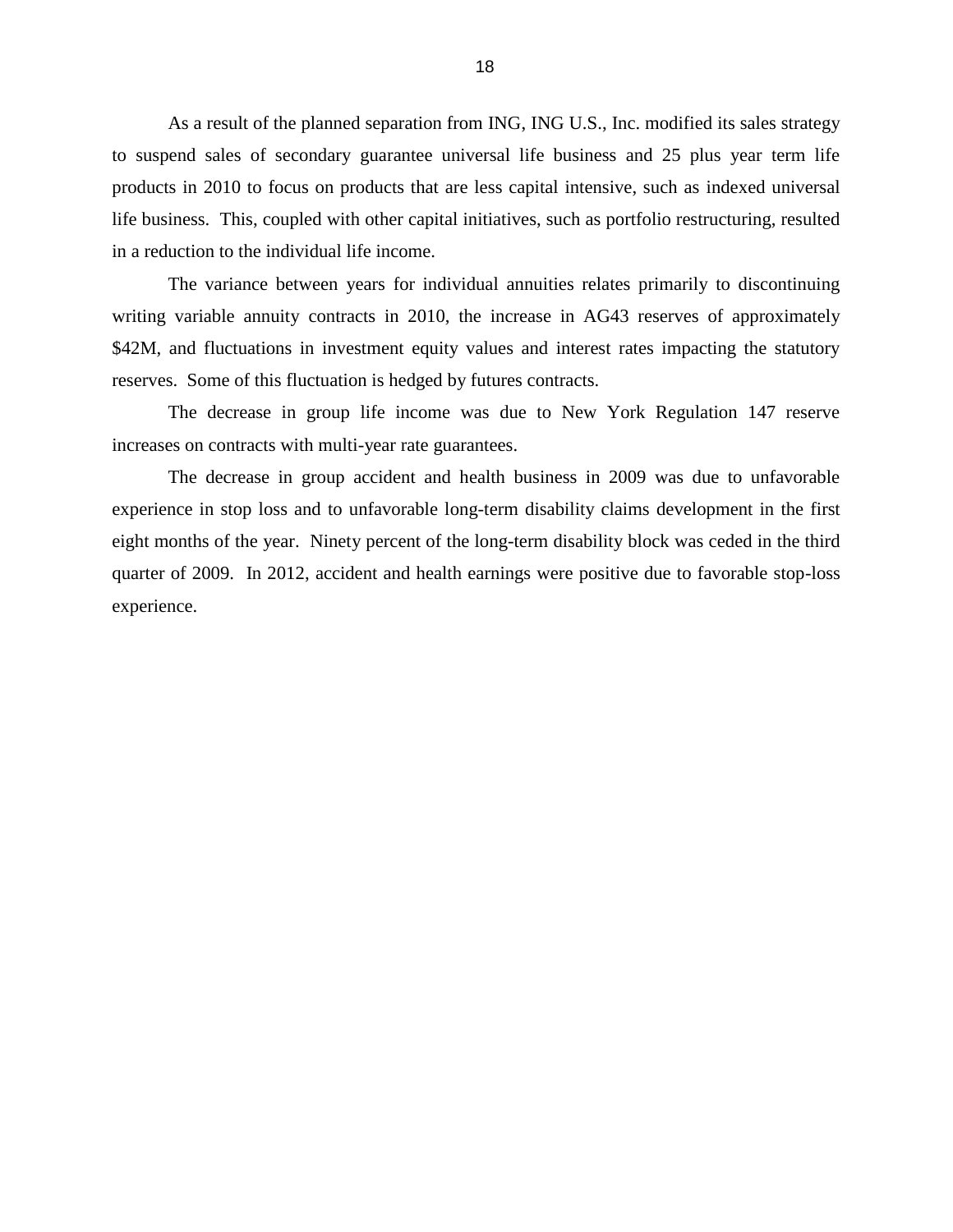As a result of the planned separation from ING, ING U.S., Inc. modified its sales strategy to suspend sales of secondary guarantee universal life business and 25 plus year term life products in 2010 to focus on products that are less capital intensive, such as indexed universal life business. This, coupled with other capital initiatives, such as portfolio restructuring, resulted in a reduction to the individual life income.

The variance between years for individual annuities relates primarily to discontinuing writing variable annuity contracts in 2010, the increase in AG43 reserves of approximately $42M, and fluctuations in investment equity values and interest rates impacting the statutory reserves. Some of this fluctuation is hedged by futures contracts.

The decrease in group life income was due to New York Regulation 147 reserve increases on contracts with multi-year rate guarantees.

The decrease in group accident and health business in 2009 was due to unfavorable experience in stop loss and to unfavorable long-term disability claims development in the first eight months of the year. Ninety percent of the long-term disability block was ceded in the third quarter of 2009. In 2012, accident and health earnings were positive due to favorable stop-loss experience.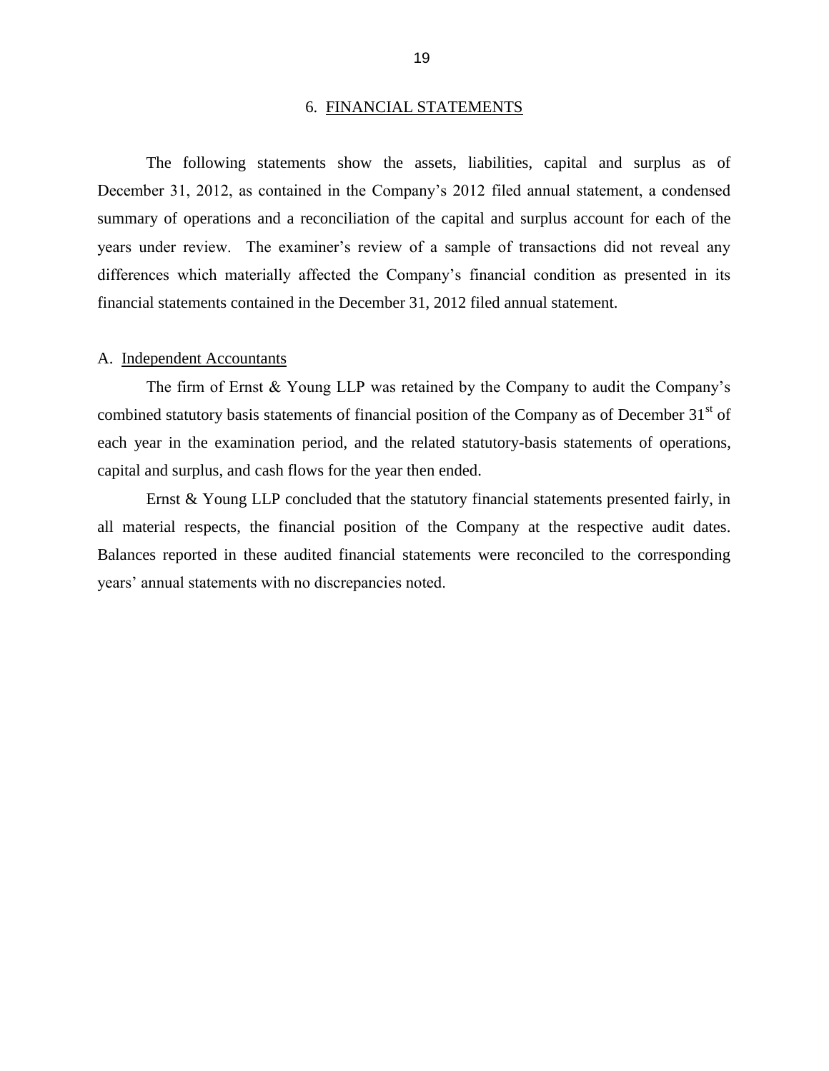## 6. FINANCIAL STATEMENTS

The following statements show the assets, liabilities, capital and surplus as of December 31, 2012, as contained in the Company's 2012 filed annual statement, a condensed summary of operations and a reconciliation of the capital and surplus account for each of the years under review. The examiner's review of a sample of transactions did not reveal any differences which materially affected the Company's financial condition as presented in its financial statements contained in the December 31, 2012 filed annual statement.

### A. Independent Accountants

The firm of Ernst & Young LLP was retained by the Company to audit the Company's combined statutory basis statements of financial position of the Company as of December 31st of each year in the examination period, and the related statutory-basis statements of operations, capital and surplus, and cash flows for the year then ended.

Ernst & Young LLP concluded that the statutory financial statements presented fairly, in all material respects, the financial position of the Company at the respective audit dates. Balances reported in these audited financial statements were reconciled to the corresponding years' annual statements with no discrepancies noted.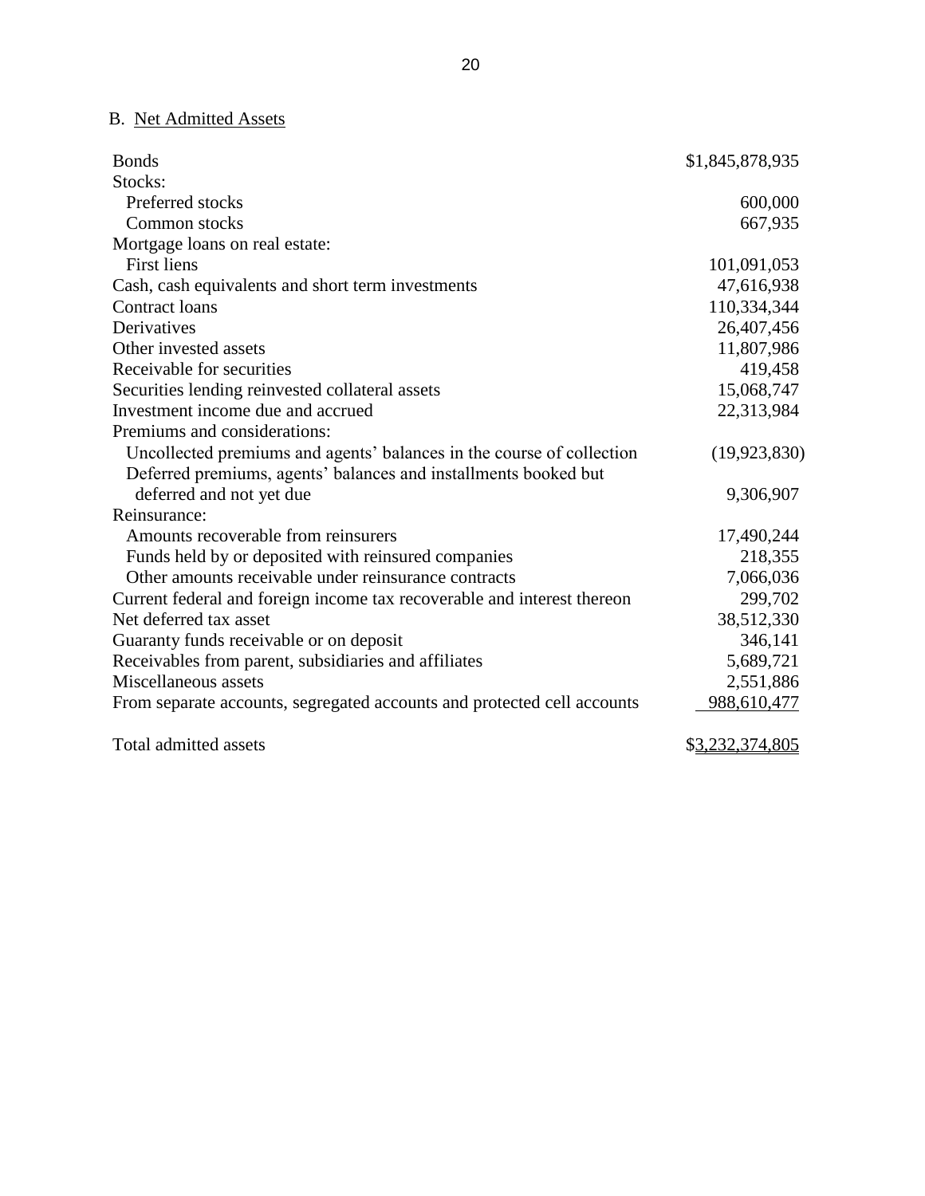### B. Net Admitted Assets

| | |
|---|---:|
| Bonds | $1,845,878,935 |
| Stocks: | |
| Preferred stocks | 600,000 |
| Common stocks | 667,935 |
| Mortgage loans on real estate: | |
| First liens | 101,091,053 |
| Cash, cash equivalents and short term investments | 47,616,938 |
| Contract loans | 110,334,344 |
| Derivatives | 26,407,456 |
| Other invested assets | 11,807,986 |
| Receivable for securities | 419,458 |
| Securities lending reinvested collateral assets | 15,068,747 |
| Investment income due and accrued | 22,313,984 |
| Premiums and considerations: | |
| Uncollected premiums and agents' balances in the course of collection | (19,923,830) |
| Deferred premiums, agents' balances and installments booked but deferred and not yet due | 9,306,907 |
| Reinsurance: | |
| Amounts recoverable from reinsurers | 17,490,244 |
| Funds held by or deposited with reinsured companies | 218,355 |
| Other amounts receivable under reinsurance contracts | 7,066,036 |
| Current federal and foreign income tax recoverable and interest thereon | 299,702 |
| Net deferred tax asset | 38,512,330 |
| Guaranty funds receivable or on deposit | 346,141 |
| Receivables from parent, subsidiaries and affiliates | 5,689,721 |
| Miscellaneous assets | 2,551,886 |
| From separate accounts, segregated accounts and protected cell accounts | 988,610,477 |
| | |
| Total admitted assets | $3,232,374,805 |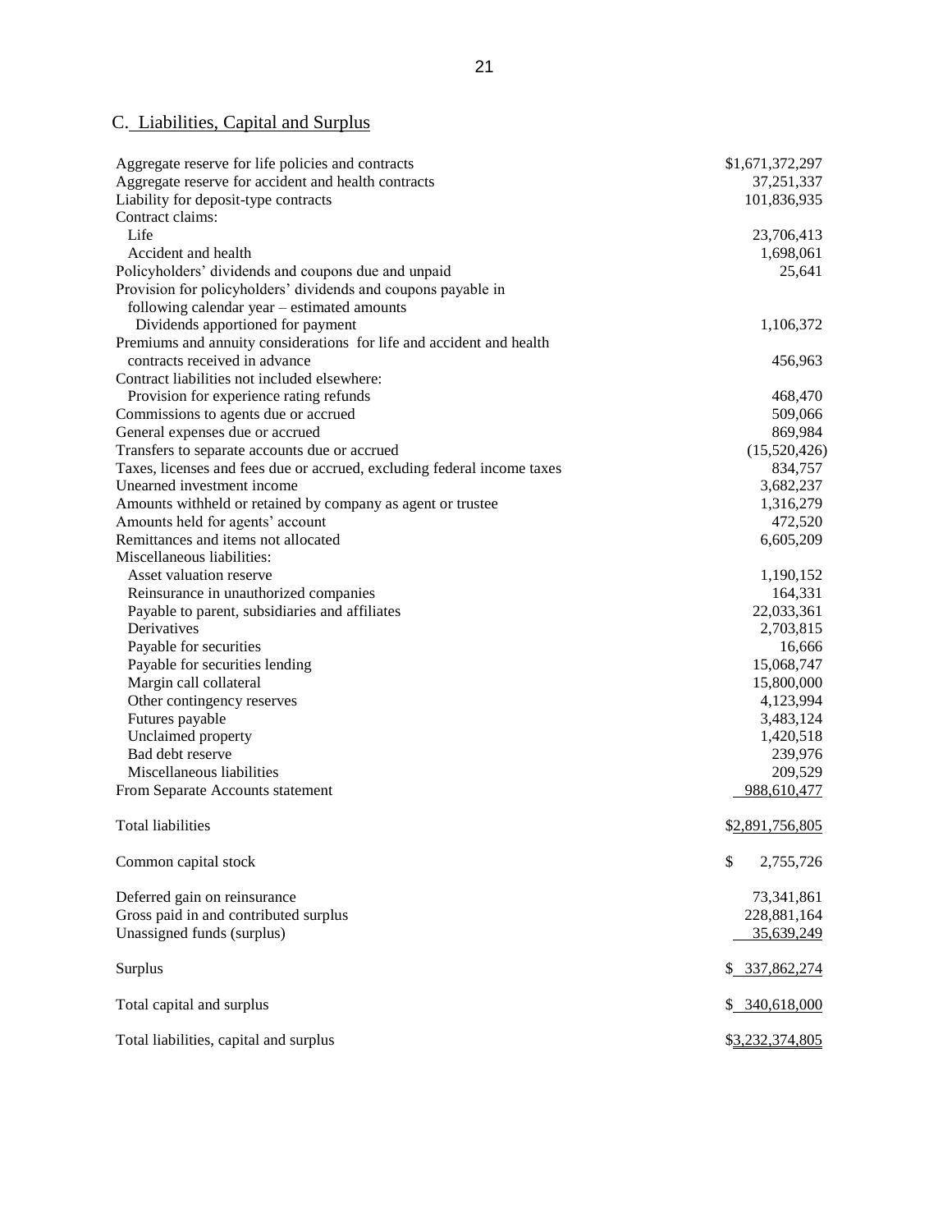## C. Liabilities, Capital and Surplus

| | |
|---|---|
| Aggregate reserve for life policies and contracts | $1,671,372,297 |
| Aggregate reserve for accident and health contracts | 37,251,337 |
| Liability for deposit-type contracts | 101,836,935 |
| Contract claims: | |
| Life | 23,706,413 |
| Accident and health | 1,698,061 |
| Policyholders' dividends and coupons due and unpaid | 25,641 |
| Provision for policyholders' dividends and coupons payable in following calendar year – estimated amounts | |
| Dividends apportioned for payment | 1,106,372 |
| Premiums and annuity considerations for life and accident and health contracts received in advance | 456,963 |
| Contract liabilities not included elsewhere: | |
| Provision for experience rating refunds | 468,470 |
| Commissions to agents due or accrued | 509,066 |
| General expenses due or accrued | 869,984 |
| Transfers to separate accounts due or accrued | (15,520,426) |
| Taxes, licenses and fees due or accrued, excluding federal income taxes | 834,757 |
| Unearned investment income | 3,682,237 |
| Amounts withheld or retained by company as agent or trustee | 1,316,279 |
| Amounts held for agents' account | 472,520 |
| Remittances and items not allocated | 6,605,209 |
| Miscellaneous liabilities: | |
| Asset valuation reserve | 1,190,152 |
| Reinsurance in unauthorized companies | 164,331 |
| Payable to parent, subsidiaries and affiliates | 22,033,361 |
| Derivatives | 2,703,815 |
| Payable for securities | 16,666 |
| Payable for securities lending | 15,068,747 |
| Margin call collateral | 15,800,000 |
| Other contingency reserves | 4,123,994 |
| Futures payable | 3,483,124 |
| Unclaimed property | 1,420,518 |
| Bad debt reserve | 239,976 |
| Miscellaneous liabilities | 209,529 |
| From Separate Accounts statement | 988,610,477 |
| Total liabilities | $2,891,756,805 |
| Common capital stock | $ 2,755,726 |
| Deferred gain on reinsurance | 73,341,861 |
| Gross paid in and contributed surplus | 228,881,164 |
| Unassigned funds (surplus) | 35,639,249 |
| Surplus | $ 337,862,274 |
| Total capital and surplus | $ 340,618,000 |
| Total liabilities, capital and surplus | $3,232,374,805 |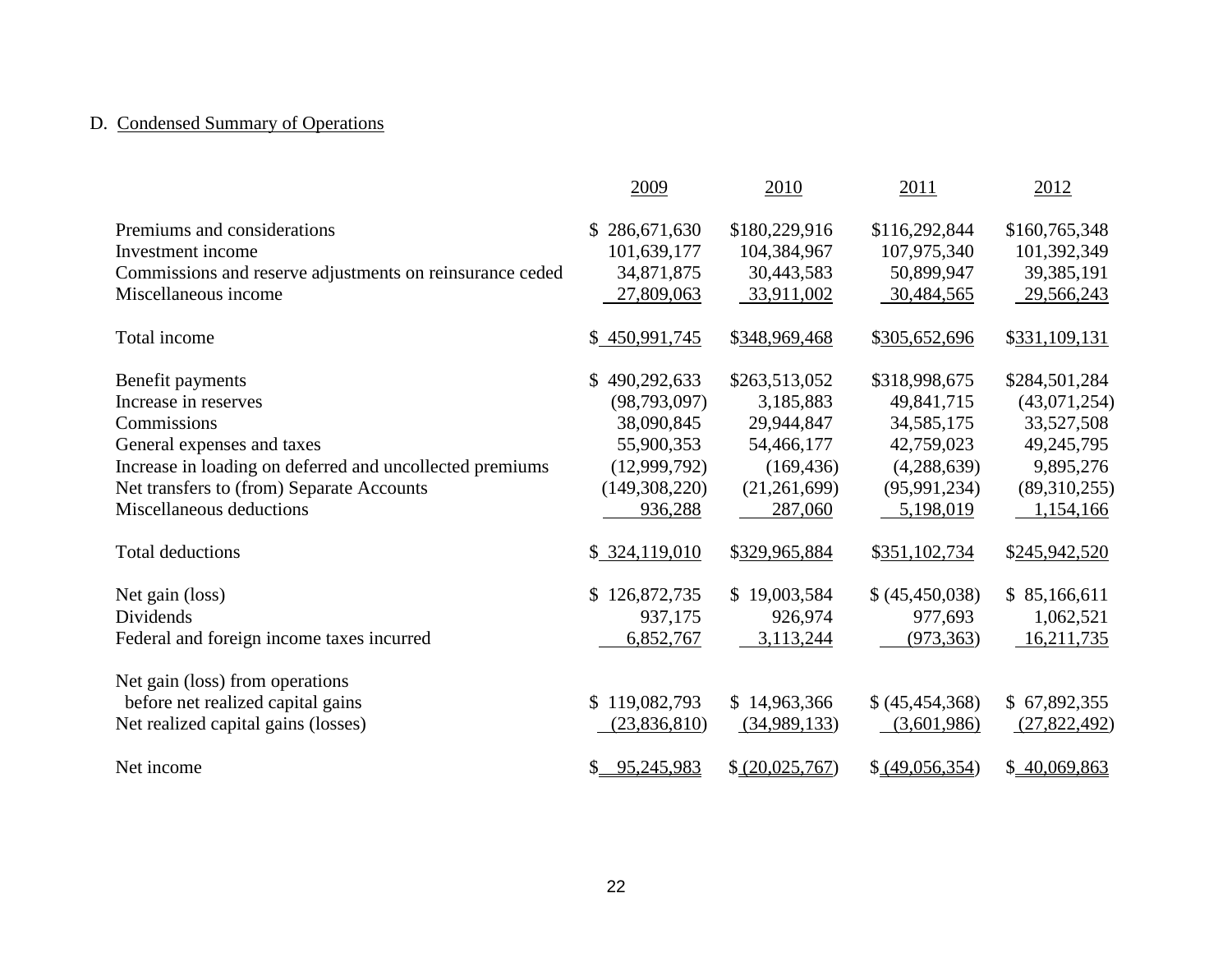D. Condensed Summary of Operations

| | 2009 | 2010 | 2011 | 2012 |
|---|---|---|---|---|
| Premiums and considerations | $ 286,671,630 | $180,229,916 | $116,292,844 | $160,765,348 |
| Investment income | 101,639,177 | 104,384,967 | 107,975,340 | 101,392,349 |
| Commissions and reserve adjustments on reinsurance ceded | 34,871,875 | 30,443,583 | 50,899,947 | 39,385,191 |
| Miscellaneous income | 27,809,063 | 33,911,002 | 30,484,565 | 29,566,243 |
| Total income | $ 450,991,745 | $348,969,468 | $305,652,696 | $331,109,131 |
| Benefit payments | $ 490,292,633 | $263,513,052 | $318,998,675 | $284,501,284 |
| Increase in reserves | (98,793,097) | 3,185,883 | 49,841,715 | (43,071,254) |
| Commissions | 38,090,845 | 29,944,847 | 34,585,175 | 33,527,508 |
| General expenses and taxes | 55,900,353 | 54,466,177 | 42,759,023 | 49,245,795 |
| Increase in loading on deferred and uncollected premiums | (12,999,792) | (169,436) | (4,288,639) | 9,895,276 |
| Net transfers to (from) Separate Accounts | (149,308,220) | (21,261,699) | (95,991,234) | (89,310,255) |
| Miscellaneous deductions | 936,288 | 287,060 | 5,198,019 | 1,154,166 |
| Total deductions | $ 324,119,010 | $329,965,884 | $351,102,734 | $245,942,520 |
| Net gain (loss) | $ 126,872,735 | $ 19,003,584 | $ (45,450,038) | $ 85,166,611 |
| Dividends | 937,175 | 926,974 | 977,693 | 1,062,521 |
| Federal and foreign income taxes incurred | 6,852,767 | 3,113,244 | (973,363) | 16,211,735 |
| Net gain (loss) from operations before net realized capital gains | $ 119,082,793 | $ 14,963,366 | $ (45,454,368) | $ 67,892,355 |
| Net realized capital gains (losses) | (23,836,810) | (34,989,133) | (3,601,986) | (27,822,492) |
| Net income | $ 95,245,983 | $ (20,025,767) | $ (49,056,354) | $ 40,069,863 |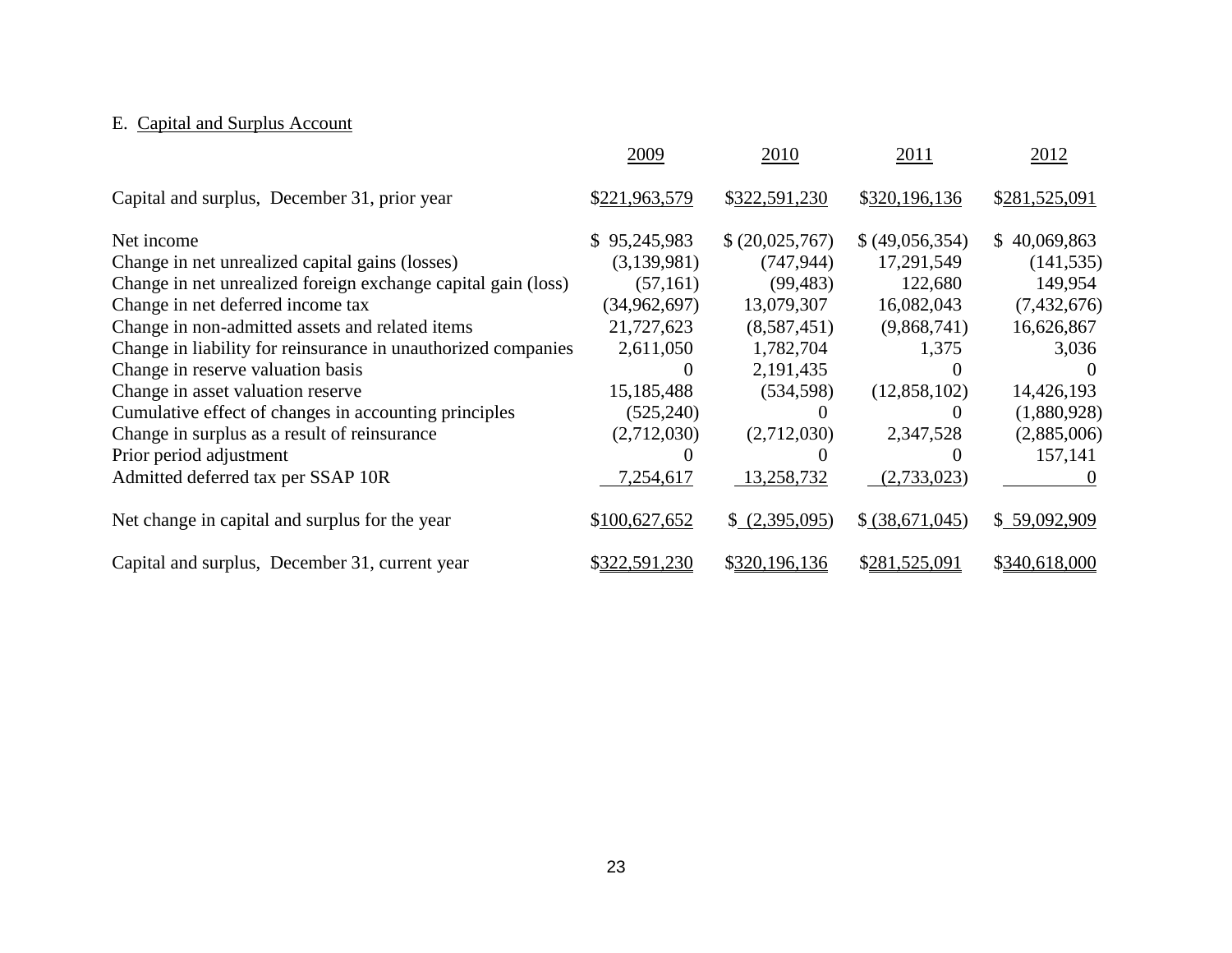E. Capital and Surplus Account

| | 2009 | 2010 | 2011 | 2012 |
|---|---|---|---|---|
| Capital and surplus, December 31, prior year | $221,963,579 | $322,591,230 | $320,196,136 | $281,525,091 |
| Net income | $ 95,245,983 | $ (20,025,767) | $ (49,056,354) | $ 40,069,863 |
| Change in net unrealized capital gains (losses) | (3,139,981) | (747,944) | 17,291,549 | (141,535) |
| Change in net unrealized foreign exchange capital gain (loss) | (57,161) | (99,483) | 122,680 | 149,954 |
| Change in net deferred income tax | (34,962,697) | 13,079,307 | 16,082,043 | (7,432,676) |
| Change in non-admitted assets and related items | 21,727,623 | (8,587,451) | (9,868,741) | 16,626,867 |
| Change in liability for reinsurance in unauthorized companies | 2,611,050 | 1,782,704 | 1,375 | 3,036 |
| Change in reserve valuation basis | 0 | 2,191,435 | 0 | 0 |
| Change in asset valuation reserve | 15,185,488 | (534,598) | (12,858,102) | 14,426,193 |
| Cumulative effect of changes in accounting principles | (525,240) | 0 | 0 | (1,880,928) |
| Change in surplus as a result of reinsurance | (2,712,030) | (2,712,030) | 2,347,528 | (2,885,006) |
| Prior period adjustment | 0 | 0 | 0 | 157,141 |
| Admitted deferred tax per SSAP 10R | 7,254,617 | 13,258,732 | (2,733,023) | 0 |
| Net change in capital and surplus for the year | $100,627,652 | $ (2,395,095) | $ (38,671,045) | $ 59,092,909 |
| Capital and surplus, December 31, current year | $322,591,230 | $320,196,136 | $281,525,091 | $340,618,000 |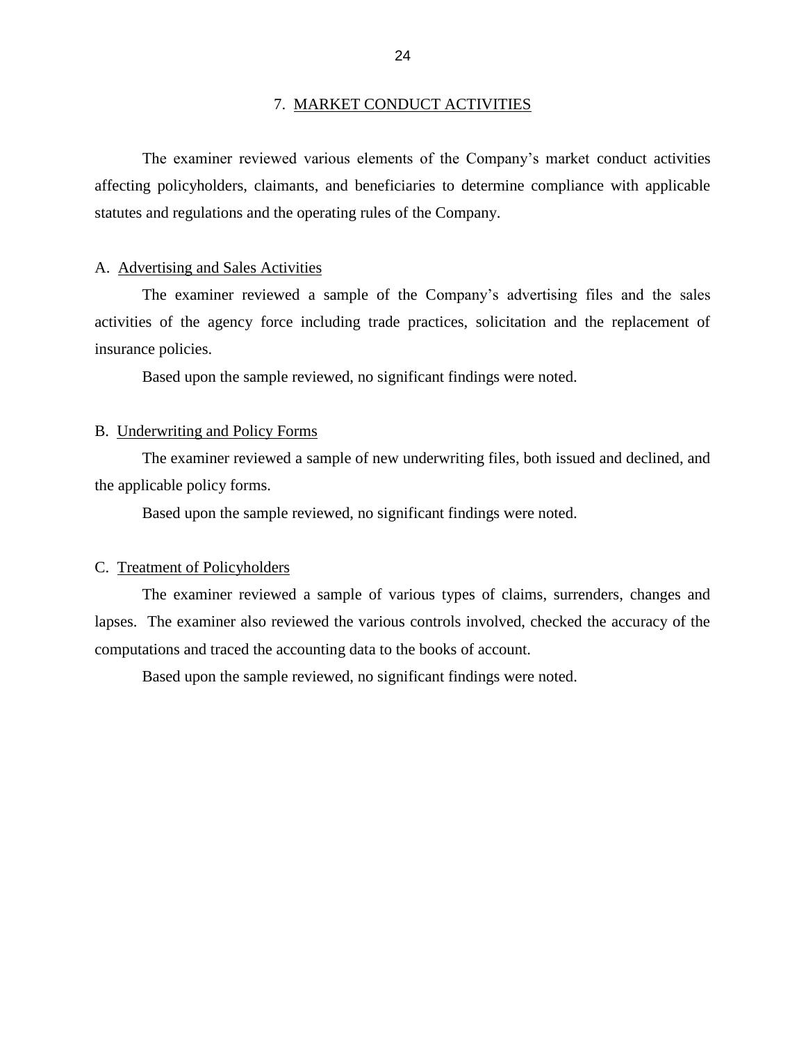## 7. MARKET CONDUCT ACTIVITIES

The examiner reviewed various elements of the Company's market conduct activities affecting policyholders, claimants, and beneficiaries to determine compliance with applicable statutes and regulations and the operating rules of the Company.

### A. Advertising and Sales Activities

The examiner reviewed a sample of the Company's advertising files and the sales activities of the agency force including trade practices, solicitation and the replacement of insurance policies.

Based upon the sample reviewed, no significant findings were noted.

### B. Underwriting and Policy Forms

The examiner reviewed a sample of new underwriting files, both issued and declined, and the applicable policy forms.

Based upon the sample reviewed, no significant findings were noted.

### C. Treatment of Policyholders

The examiner reviewed a sample of various types of claims, surrenders, changes and lapses. The examiner also reviewed the various controls involved, checked the accuracy of the computations and traced the accounting data to the books of account.

Based upon the sample reviewed, no significant findings were noted.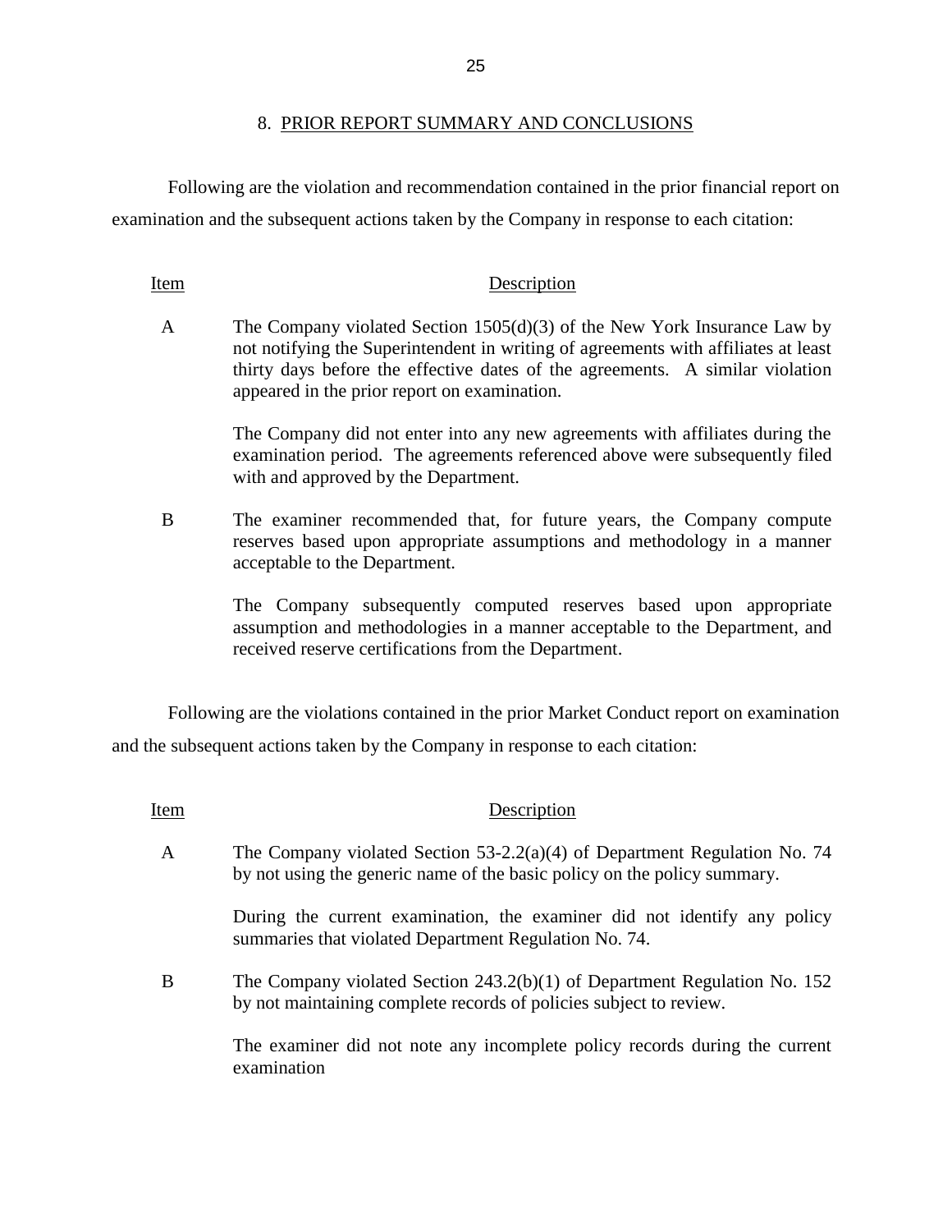## 8. PRIOR REPORT SUMMARY AND CONCLUSIONS

Following are the violation and recommendation contained in the prior financial report on examination and the subsequent actions taken by the Company in response to each citation:

| Item | Description |
|---|---|
| A | The Company violated Section 1505(d)(3) of the New York Insurance Law by not notifying the Superintendent in writing of agreements with affiliates at least thirty days before the effective dates of the agreements. A similar violation appeared in the prior report on examination.<br><br>The Company did not enter into any new agreements with affiliates during the examination period. The agreements referenced above were subsequently filed with and approved by the Department. |
| B | The examiner recommended that, for future years, the Company compute reserves based upon appropriate assumptions and methodology in a manner acceptable to the Department.<br><br>The Company subsequently computed reserves based upon appropriate assumption and methodologies in a manner acceptable to the Department, and received reserve certifications from the Department. |

Following are the violations contained in the prior Market Conduct report on examination and the subsequent actions taken by the Company in response to each citation:

| Item | Description |
|---|---|
| A | The Company violated Section 53-2.2(a)(4) of Department Regulation No. 74 by not using the generic name of the basic policy on the policy summary.<br><br>During the current examination, the examiner did not identify any policy summaries that violated Department Regulation No. 74. |
| B | The Company violated Section 243.2(b)(1) of Department Regulation No. 152 by not maintaining complete records of policies subject to review.<br><br>The examiner did not note any incomplete policy records during the current examination |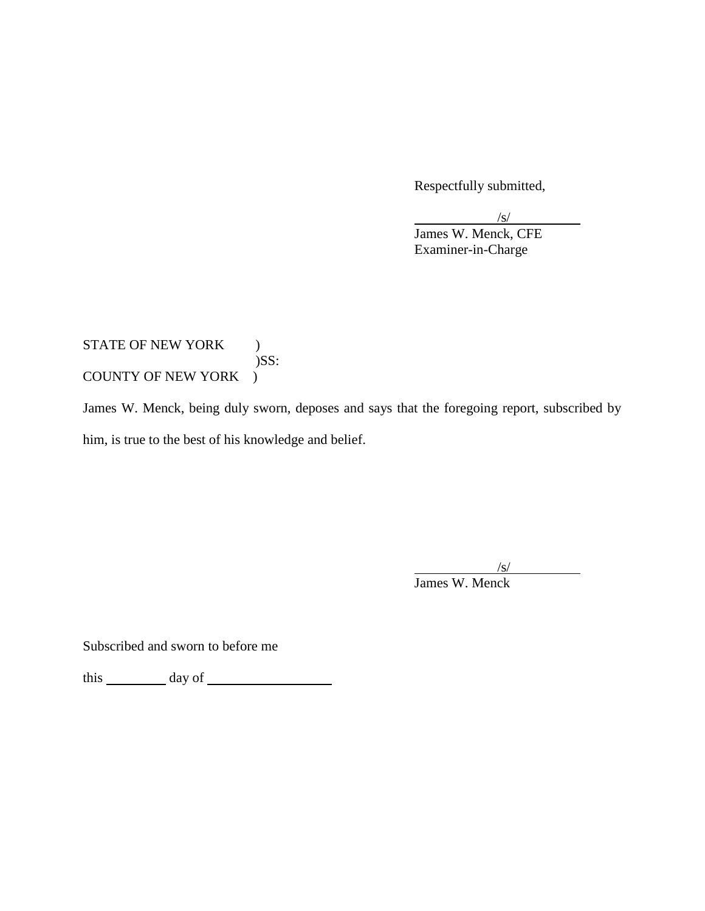Respectfully submitted,

/s/
James W. Menck, CFE
Examiner-in-Charge

STATE OF NEW YORK )
)SS:
COUNTY OF NEW YORK )

James W. Menck, being duly sworn, deposes and says that the foregoing report, subscribed by him, is true to the best of his knowledge and belief.

/s/
James W. Menck

Subscribed and sworn to before me

this _________ day of __________________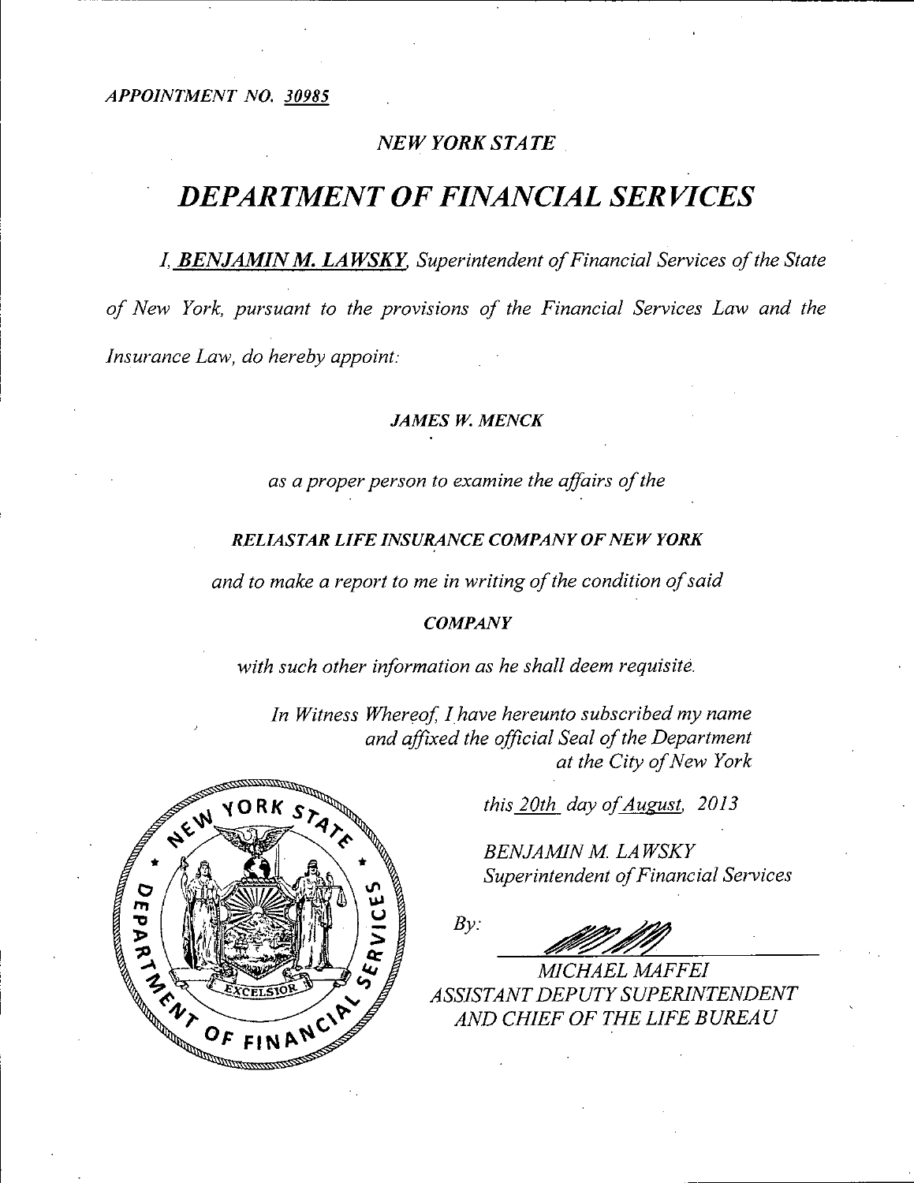*APPOINTMENT NO. 30985*

*NEW YORK STATE*

# *DEPARTMENT OF FINANCIAL SERVICES*

*I, **BENJAMIN M. LAWSKY**, Superintendent of Financial Services of the State of New York, pursuant to the provisions of the Financial Services Law and the Insurance Law, do hereby appoint:*

*JAMES W. MENCK*

*as a proper person to examine the affairs of the*

*RELIASTAR LIFE INSURANCE COMPANY OF NEW YORK*

*and to make a report to me in writing of the condition of said*

*COMPANY*

*with such other information as he shall deem requisite.*

*In Witness Whereof, I have hereunto subscribed my name and affixed the official Seal of the Department at the City of New York*

*this 20th day of August, 2013*

*BENJAMIN M. LAWSKY*
*Superintendent of Financial Services*

*By:*

*MICHAEL MAFFEI*
*ASSISTANT DEPUTY SUPERINTENDENT AND CHIEF OF THE LIFE BUREAU*